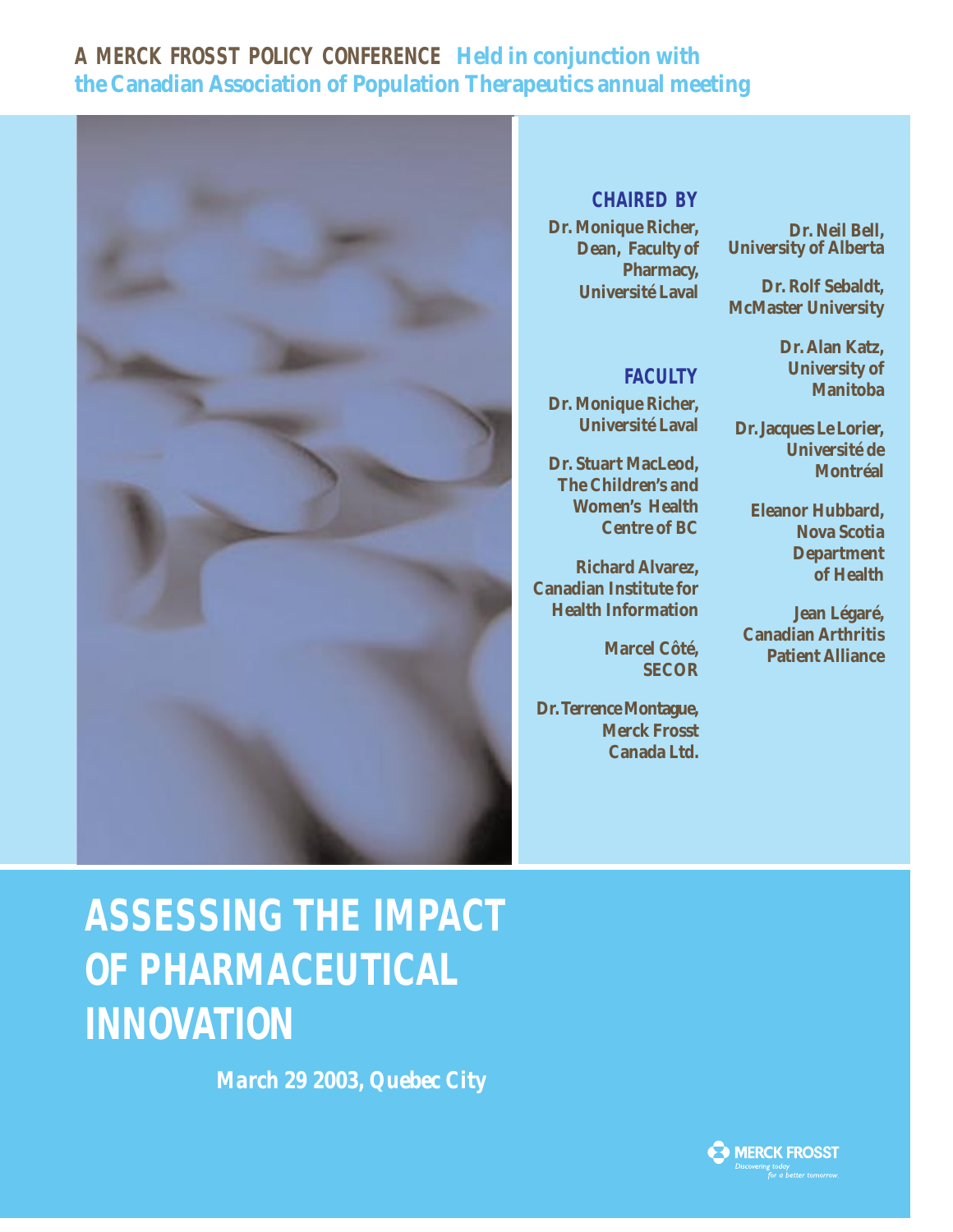**A MERCK FROSST POLICY CONFERENCE** Held in conjunction with the Canadian Association of Population Therapeutics annual meeting

**CHAIRED BY**

Dr. Monique Richer, Dean, Faculty of Pharmacy, Université Laval

**FACULTY**

Dr. Monique Richer, Université Laval

Dr. Stuart MacLeod, The Children's and Women's Health Centre of BC

Richard Alvarez, Canadian Institute for Health Information

Marcel Côté, SECOR

Dr. Terrence Montague, Merck Frosst Canada Ltd.

Dr. Neil Bell, University of Alberta

Dr. Rolf Sebaldt, McMaster University

Dr. Alan Katz, University of Manitoba

Dr. Jacques Le Lorier, Université de Montréal

Eleanor Hubbard, Nova Scotia Department of Health

Jean Légaré, Canadian Arthritis Patient Alliance

# ASSESSING THE IMPACT OF PHARMACEUTICAL INNOVATION

*March 29 2003, Quebec City*

MERCK FROSST
*Discovering today for a better tomorrow.*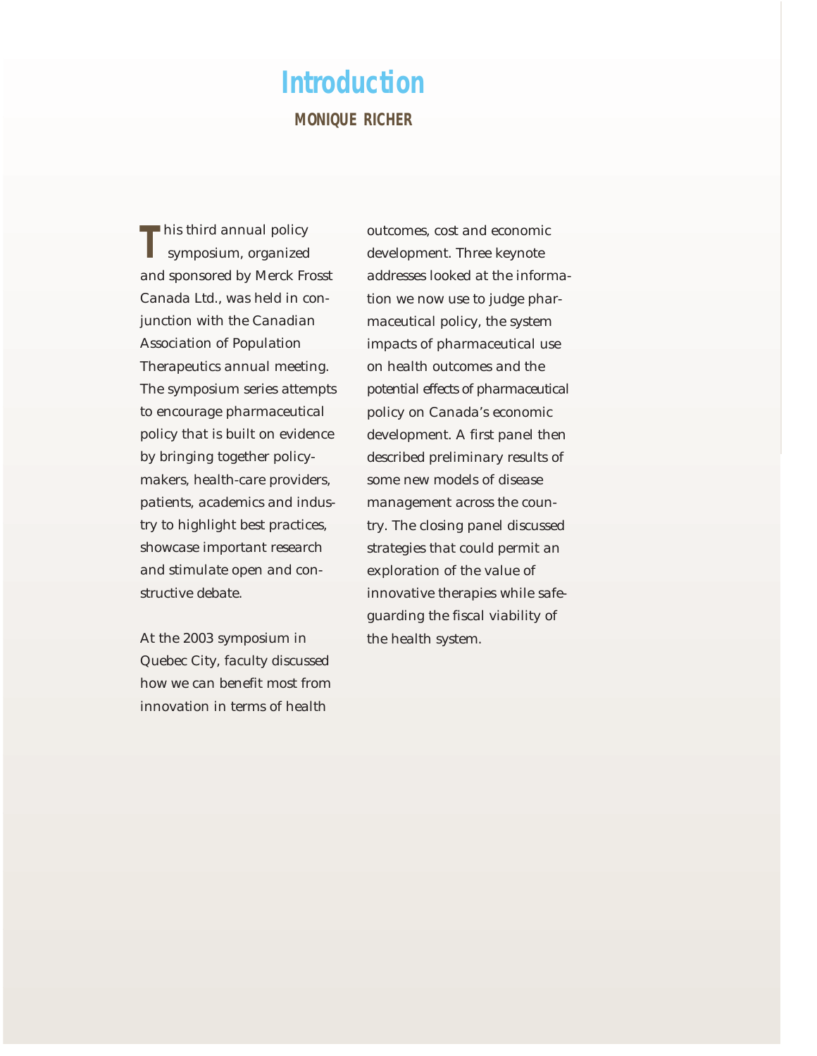# Introduction

**MONIQUE RICHER**

This third annual policy symposium, organized and sponsored by Merck Frosst Canada Ltd., was held in conjunction with the Canadian Association of Population Therapeutics annual meeting. The symposium series attempts to encourage pharmaceutical policy that is built on evidence by bringing together policymakers, health-care providers, patients, academics and industry to highlight best practices, showcase important research and stimulate open and constructive debate.

At the 2003 symposium in Quebec City, faculty discussed how we can benefit most from innovation in terms of health outcomes, cost and economic development. Three keynote addresses looked at the information we now use to judge pharmaceutical policy, the system impacts of pharmaceutical use on health outcomes and the potential effects of pharmaceutical policy on Canada's economic development. A first panel then described preliminary results of some new models of disease management across the country. The closing panel discussed strategies that could permit an exploration of the value of innovative therapies while safeguarding the fiscal viability of the health system.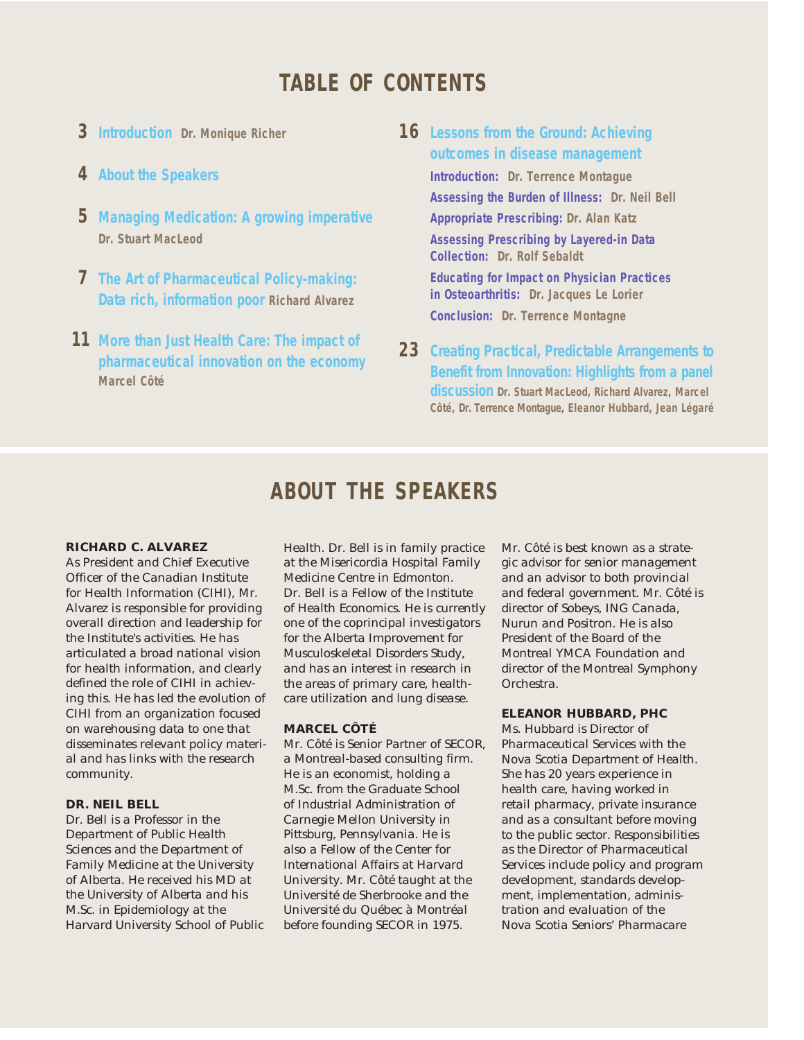# TABLE OF CONTENTS

**3** **Introduction** Dr. Monique Richer

**4** **About the Speakers**

**5** **Managing Medication: A growing imperative**
Dr. Stuart MacLeod

**7** **The Art of Pharmaceutical Policy-making: Data rich, information poor** Richard Alvarez

**11** **More than Just Health Care: The impact of pharmaceutical innovation on the economy**
Marcel Côté

**16** **Lessons from the Ground: Achieving outcomes in disease management**
- **Introduction:** Dr. Terrence Montague
- **Assessing the Burden of Illness:** Dr. Neil Bell
- **Appropriate Prescribing:** Dr. Alan Katz
- **Assessing Prescribing by Layered-in Data Collection:** Dr. Rolf Sebaldt
- **Educating for Impact on Physician Practices in Osteoarthritis:** Dr. Jacques Le Lorier
- **Conclusion:** Dr. Terrence Montagne

**23** **Creating Practical, Predictable Arrangements to Benefit from Innovation: Highlights from a panel discussion** Dr. Stuart MacLeod, Richard Alvarez, Marcel Côté, Dr. Terrence Montague, Eleanor Hubbard, Jean Légaré

# ABOUT THE SPEAKERS

**RICHARD C. ALVAREZ**

As President and Chief Executive Officer of the Canadian Institute for Health Information (CIHI), Mr. Alvarez is responsible for providing overall direction and leadership for the Institute's activities. He has articulated a broad national vision for health information, and clearly defined the role of CIHI in achieving this. He has led the evolution of CIHI from an organization focused on warehousing data to one that disseminates relevant policy material and has links with the research community.

**DR. NEIL BELL**

Dr. Bell is a Professor in the Department of Public Health Sciences and the Department of Family Medicine at the University of Alberta. He received his MD at the University of Alberta and his M.Sc. in Epidemiology at the Harvard University School of Public Health. Dr. Bell is in family practice at the Misericordia Hospital Family Medicine Centre in Edmonton. Dr. Bell is a Fellow of the Institute of Health Economics. He is currently one of the coprincipal investigators for the Alberta Improvement for Musculoskeletal Disorders Study, and has an interest in research in the areas of primary care, health-care utilization and lung disease.

**MARCEL CÔTÉ**

Mr. Côté is Senior Partner of SECOR, a Montreal-based consulting firm. He is an economist, holding a M.Sc. from the Graduate School of Industrial Administration of Carnegie Mellon University in Pittsburg, Pennsylvania. He is also a Fellow of the Center for International Affairs at Harvard University. Mr. Côté taught at the Université de Sherbrooke and the Université du Québec à Montréal before founding SECOR in 1975.

Mr. Côté is best known as a strategic advisor for senior management and an advisor to both provincial and federal government. Mr. Côté is director of Sobeys, ING Canada, Nurun and Positron. He is also President of the Board of the Montreal YMCA Foundation and director of the Montreal Symphony Orchestra.

**ELEANOR HUBBARD, PHC**

Ms. Hubbard is Director of Pharmaceutical Services with the Nova Scotia Department of Health. She has 20 years experience in health care, having worked in retail pharmacy, private insurance and as a consultant before moving to the public sector. Responsibilities as the Director of Pharmaceutical Services include policy and program development, standards development, implementation, administration and evaluation of the Nova Scotia Seniors' Pharmacare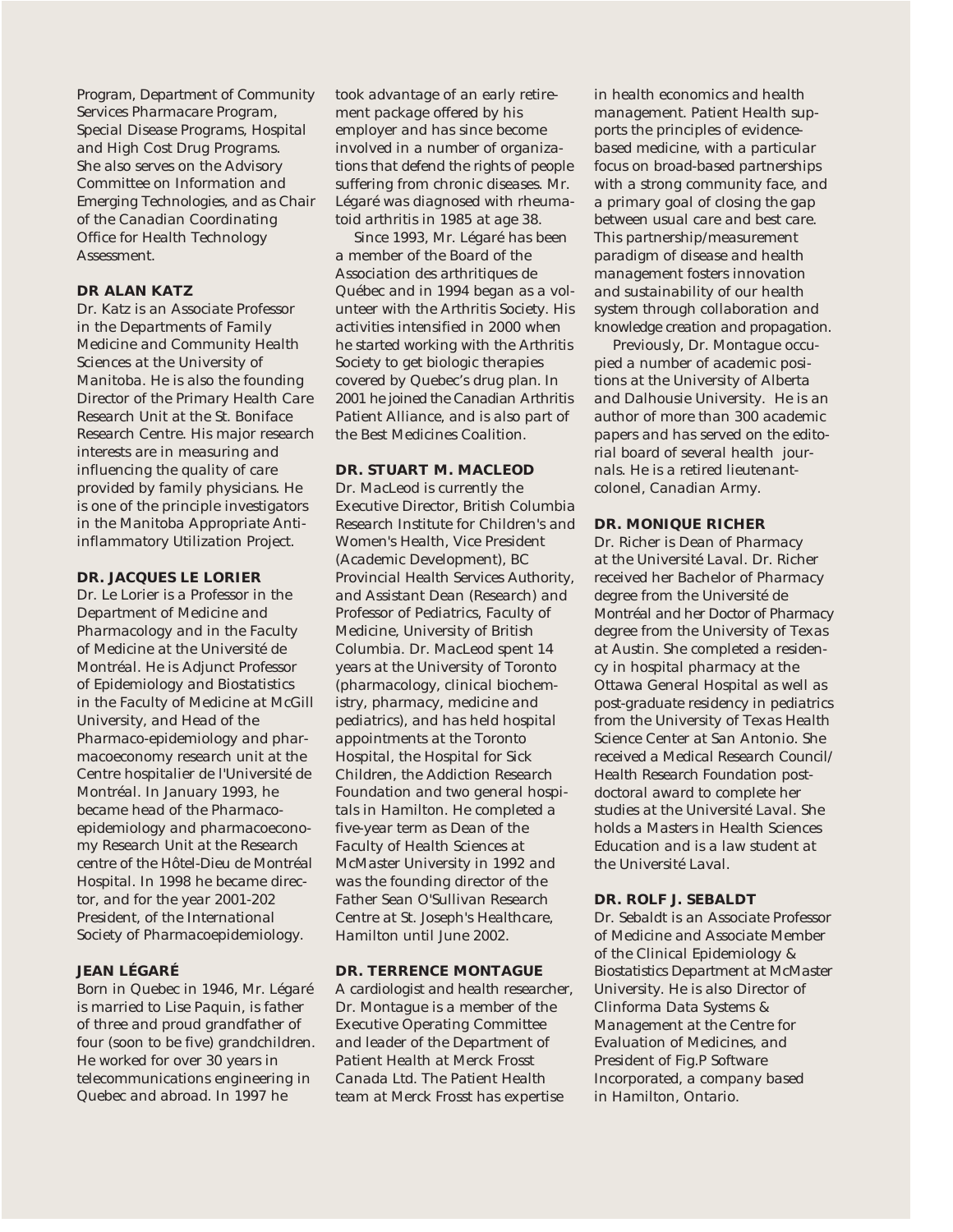Program, Department of Community Services Pharmacare Program, Special Disease Programs, Hospital and High Cost Drug Programs. She also serves on the Advisory Committee on Information and Emerging Technologies, and as Chair of the Canadian Coordinating Office for Health Technology Assessment.

### DR ALAN KATZ

Dr. Katz is an Associate Professor in the Departments of Family Medicine and Community Health Sciences at the University of Manitoba. He is also the founding Director of the Primary Health Care Research Unit at the St. Boniface Research Centre. His major research interests are in measuring and influencing the quality of care provided by family physicians. He is one of the principle investigators in the Manitoba Appropriate Anti-inflammatory Utilization Project.

### DR. JACQUES LE LORIER

Dr. Le Lorier is a Professor in the Department of Medicine and Pharmacology and in the Faculty of Medicine at the Université de Montréal. He is Adjunct Professor of Epidemiology and Biostatistics in the Faculty of Medicine at McGill University, and Head of the Pharmaco-epidemiology and pharmacoeconomy research unit at the Centre hospitalier de l'Université de Montréal. In January 1993, he became head of the Pharmaco-epidemiology and pharmacoeconomy Research Unit at the Research centre of the Hôtel-Dieu de Montréal Hospital. In 1998 he became director, and for the year 2001-202 President, of the International Society of Pharmacoepidemiology.

### JEAN LÉGARÉ

Born in Quebec in 1946, Mr. Légaré is married to Lise Paquin, is father of three and proud grandfather of four (soon to be five) grandchildren. He worked for over 30 years in telecommunications engineering in Quebec and abroad. In 1997 he took advantage of an early retirement package offered by his employer and has since become involved in a number of organizations that defend the rights of people suffering from chronic diseases. Mr. Légaré was diagnosed with rheumatoid arthritis in 1985 at age 38.

Since 1993, Mr. Légaré has been a member of the Board of the Association des arthritiques de Québec and in 1994 began as a volunteer with the Arthritis Society. His activities intensified in 2000 when he started working with the Arthritis Society to get biologic therapies covered by Quebec's drug plan. In 2001 he joined the Canadian Arthritis Patient Alliance, and is also part of the Best Medicines Coalition.

### DR. STUART M. MACLEOD

Dr. MacLeod is currently the Executive Director, British Columbia Research Institute for Children's and Women's Health, Vice President (Academic Development), BC Provincial Health Services Authority, and Assistant Dean (Research) and Professor of Pediatrics, Faculty of Medicine, University of British Columbia. Dr. MacLeod spent 14 years at the University of Toronto (pharmacology, clinical biochemistry, pharmacy, medicine and pediatrics), and has held hospital appointments at the Toronto Hospital, the Hospital for Sick Children, the Addiction Research Foundation and two general hospitals in Hamilton. He completed a five-year term as Dean of the Faculty of Health Sciences at McMaster University in 1992 and was the founding director of the Father Sean O'Sullivan Research Centre at St. Joseph's Healthcare, Hamilton until June 2002.

### DR. TERRENCE MONTAGUE

A cardiologist and health researcher, Dr. Montague is a member of the Executive Operating Committee and leader of the Department of Patient Health at Merck Frosst Canada Ltd. The Patient Health team at Merck Frosst has expertise in health economics and health management. Patient Health supports the principles of evidence-based medicine, with a particular focus on broad-based partnerships with a strong community face, and a primary goal of closing the gap between usual care and best care. This partnership/measurement paradigm of disease and health management fosters innovation and sustainability of our health system through collaboration and knowledge creation and propagation.

Previously, Dr. Montague occupied a number of academic positions at the University of Alberta and Dalhousie University. He is an author of more than 300 academic papers and has served on the editorial board of several health journals. He is a retired lieutenant-colonel, Canadian Army.

### DR. MONIQUE RICHER

Dr. Richer is Dean of Pharmacy at the Université Laval. Dr. Richer received her Bachelor of Pharmacy degree from the Université de Montréal and her Doctor of Pharmacy degree from the University of Texas at Austin. She completed a residency in hospital pharmacy at the Ottawa General Hospital as well as post-graduate residency in pediatrics from the University of Texas Health Science Center at San Antonio. She received a Medical Research Council/Health Research Foundation post-doctoral award to complete her studies at the Université Laval. She holds a Masters in Health Sciences Education and is a law student at the Université Laval.

### DR. ROLF J. SEBALDT

Dr. Sebaldt is an Associate Professor of Medicine and Associate Member of the Clinical Epidemiology & Biostatistics Department at McMaster University. He is also Director of Clinforma Data Systems & Management at the Centre for Evaluation of Medicines, and President of Fig.P Software Incorporated, a company based in Hamilton, Ontario.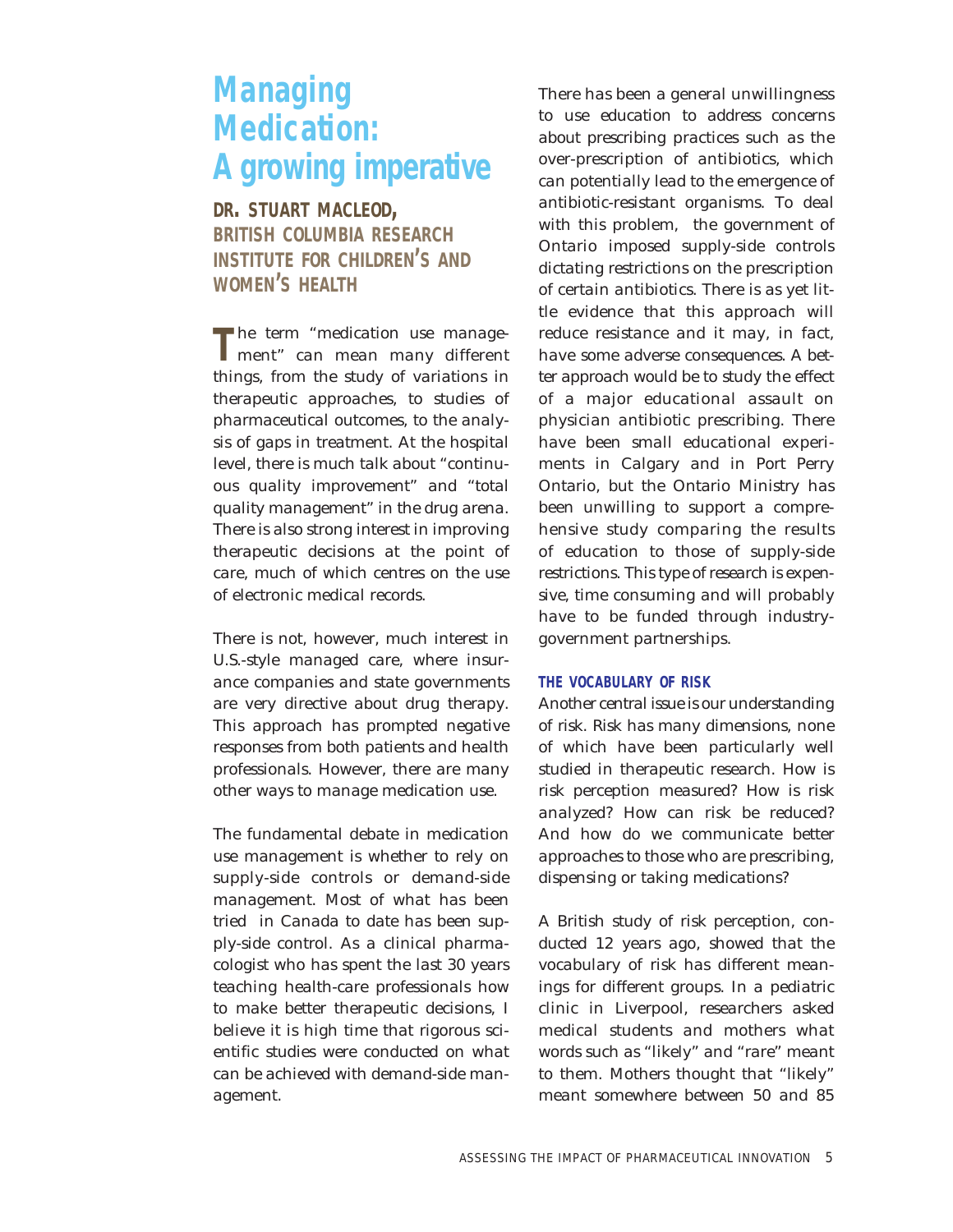# Managing Medication: A growing imperative

**DR. STUART MACLEOD, BRITISH COLUMBIA RESEARCH INSTITUTE FOR CHILDREN'S AND WOMEN'S HEALTH**

The term "medication use management" can mean many different things, from the study of variations in therapeutic approaches, to studies of pharmaceutical outcomes, to the analysis of gaps in treatment. At the hospital level, there is much talk about "continuous quality improvement" and "total quality management" in the drug arena. There is also strong interest in improving therapeutic decisions at the point of care, much of which centres on the use of electronic medical records.

There is not, however, much interest in U.S.-style managed care, where insurance companies and state governments are very directive about drug therapy. This approach has prompted negative responses from both patients and health professionals. However, there are many other ways to manage medication use.

The fundamental debate in medication use management is whether to rely on supply-side controls or demand-side management. Most of what has been tried in Canada to date has been supply-side control. As a clinical pharmacologist who has spent the last 30 years teaching health-care professionals how to make better therapeutic decisions, I believe it is high time that rigorous scientific studies were conducted on what can be achieved with demand-side management.

There has been a general unwillingness to use education to address concerns about prescribing practices such as the over-prescription of antibiotics, which can potentially lead to the emergence of antibiotic-resistant organisms. To deal with this problem, the government of Ontario imposed supply-side controls dictating restrictions on the prescription of certain antibiotics. There is as yet little evidence that this approach will reduce resistance and it may, in fact, have some adverse consequences. A better approach would be to study the effect of a major educational assault on physician antibiotic prescribing. There have been small educational experiments in Calgary and in Port Perry Ontario, but the Ontario Ministry has been unwilling to support a comprehensive study comparing the results of education to those of supply-side restrictions. This type of research is expensive, time consuming and will probably have to be funded through industry-government partnerships.

### THE VOCABULARY OF RISK

Another central issue is our understanding of risk. Risk has many dimensions, none of which have been particularly well studied in therapeutic research. How is risk perception measured? How is risk analyzed? How can risk be reduced? And how do we communicate better approaches to those who are prescribing, dispensing or taking medications?

A British study of risk perception, conducted 12 years ago, showed that the vocabulary of risk has different meanings for different groups. In a pediatric clinic in Liverpool, researchers asked medical students and mothers what words such as "likely" and "rare" meant to them. Mothers thought that "likely" meant somewhere between 50 and 85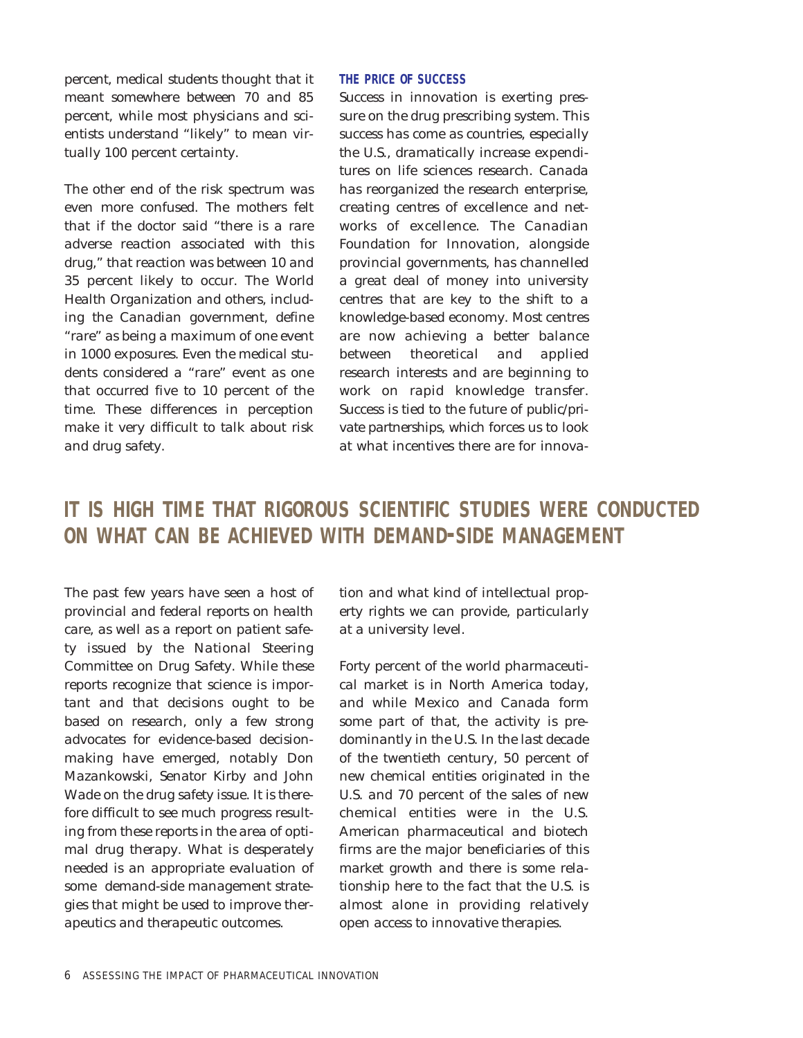percent, medical students thought that it meant somewhere between 70 and 85 percent, while most physicians and scientists understand "likely" to mean virtually 100 percent certainty.

The other end of the risk spectrum was even more confused. The mothers felt that if the doctor said "there is a rare adverse reaction associated with this drug," that reaction was between 10 and 35 percent likely to occur. The World Health Organization and others, including the Canadian government, define "rare" as being a maximum of one event in 1000 exposures. Even the medical students considered a "rare" event as one that occurred five to 10 percent of the time. These differences in perception make it very difficult to talk about risk and drug safety.

### THE PRICE OF SUCCESS

Success in innovation is exerting pressure on the drug prescribing system. This success has come as countries, especially the U.S., dramatically increase expenditures on life sciences research. Canada has reorganized the research enterprise, creating centres of excellence and networks of excellence. The Canadian Foundation for Innovation, alongside provincial governments, has channelled a great deal of money into university centres that are key to the shift to a knowledge-based economy. Most centres are now achieving a better balance between theoretical and applied research interests and are beginning to work on rapid knowledge transfer. Success is tied to the future of public/private partnerships, which forces us to look at what incentives there are for innovation and what kind of intellectual property rights we can provide, particularly at a university level.

## IT IS HIGH TIME THAT RIGOROUS SCIENTIFIC STUDIES WERE CONDUCTED ON WHAT CAN BE ACHIEVED WITH DEMAND-SIDE MANAGEMENT

The past few years have seen a host of provincial and federal reports on health care, as well as a report on patient safety issued by the National Steering Committee on Drug Safety. While these reports recognize that science is important and that decisions ought to be based on research, only a few strong advocates for evidence-based decision-making have emerged, notably Don Mazankowski, Senator Kirby and John Wade on the drug safety issue. It is therefore difficult to see much progress resulting from these reports in the area of optimal drug therapy. What is desperately needed is an appropriate evaluation of some demand-side management strategies that might be used to improve therapeutics and therapeutic outcomes.

Forty percent of the world pharmaceutical market is in North America today, and while Mexico and Canada form some part of that, the activity is predominantly in the U.S. In the last decade of the twentieth century, 50 percent of new chemical entities originated in the U.S. and 70 percent of the sales of new chemical entities were in the U.S. American pharmaceutical and biotech firms are the major beneficiaries of this market growth and there is some relationship here to the fact that the U.S. is almost alone in providing relatively open access to innovative therapies.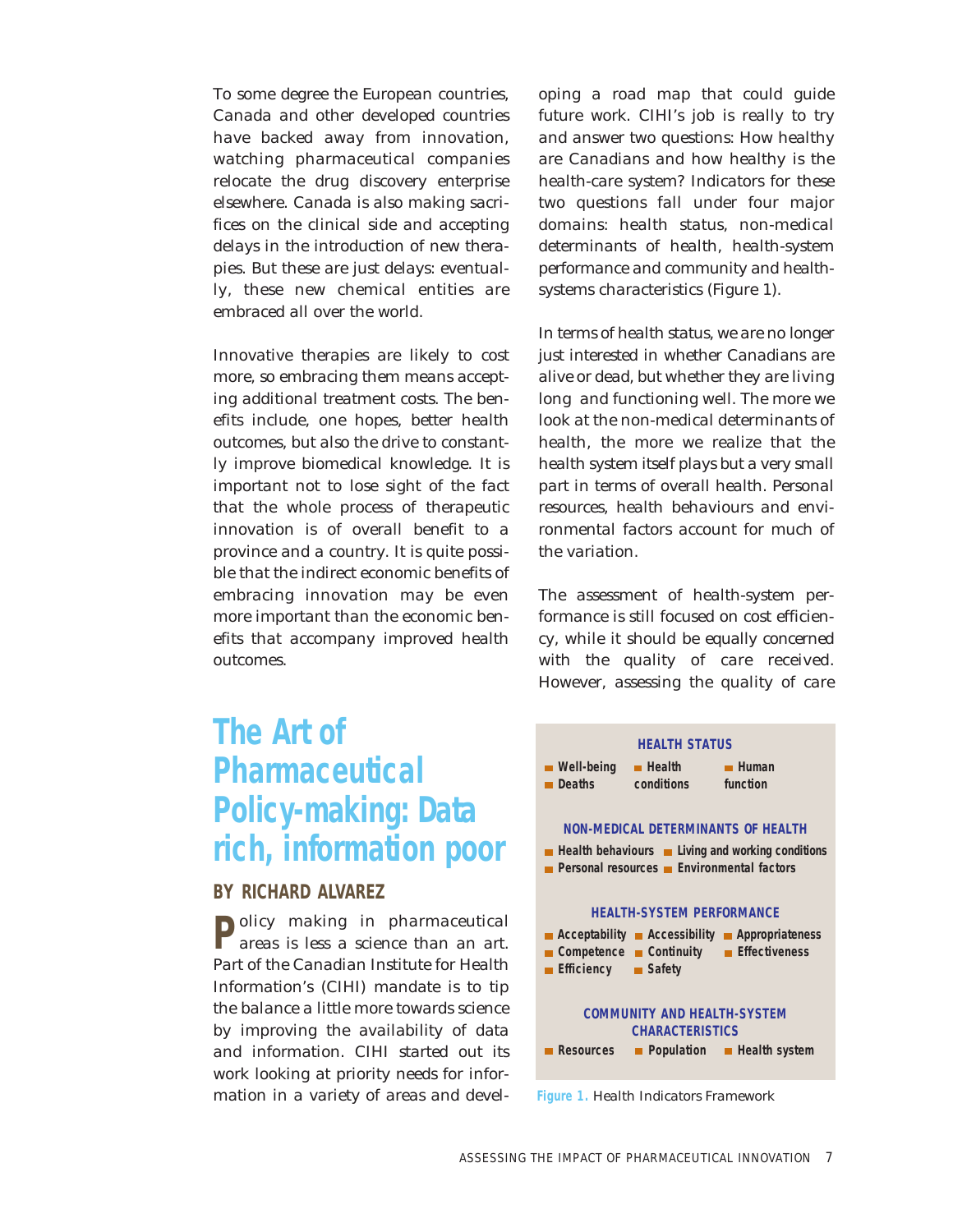To some degree the European countries, Canada and other developed countries have backed away from innovation, watching pharmaceutical companies relocate the drug discovery enterprise elsewhere. Canada is also making sacrifices on the clinical side and accepting delays in the introduction of new therapies. But these are just delays: eventually, these new chemical entities are embraced all over the world.

Innovative therapies are likely to cost more, so embracing them means accepting additional treatment costs. The benefits include, one hopes, better health outcomes, but also the drive to constantly improve biomedical knowledge. It is important not to lose sight of the fact that the whole process of therapeutic innovation is of overall benefit to a province and a country. It is quite possible that the indirect economic benefits of embracing innovation may be even more important than the economic benefits that accompany improved health outcomes.

# The Art of Pharmaceutical Policy-making: Data rich, information poor

## BY RICHARD ALVAREZ

Policy making in pharmaceutical areas is less a science than an art. Part of the Canadian Institute for Health Information's (CIHI) mandate is to tip the balance a little more towards science by improving the availability of data and information. CIHI started out its work looking at priority needs for information in a variety of areas and developing a road map that could guide future work. CIHI's job is really to try and answer two questions: How healthy are Canadians and how healthy is the health-care system? Indicators for these two questions fall under four major domains: health status, non-medical determinants of health, health-system performance and community and health-systems characteristics (Figure 1).

In terms of health status, we are no longer just interested in whether Canadians are alive or dead, but whether they are living long and functioning well. The more we look at the non-medical determinants of health, the more we realize that the health system itself plays but a very small part in terms of overall health. Personal resources, health behaviours and environmental factors account for much of the variation.

The assessment of health-system performance is still focused on cost efficiency, while it should be equally concerned with the quality of care received. However, assessing the quality of care

**HEALTH STATUS**

- Well-being
- Deaths
- Health conditions
- Human function

**NON-MEDICAL DETERMINANTS OF HEALTH**

- Health behaviours
- Living and working conditions
- Personal resources
- Environmental factors

**HEALTH-SYSTEM PERFORMANCE**

- Acceptability
- Accessibility
- Appropriateness
- Competence
- Continuity
- Effectiveness
- Efficiency
- Safety

**COMMUNITY AND HEALTH-SYSTEM CHARACTERISTICS**

- Resources
- Population
- Health system

**Figure 1.** Health Indicators Framework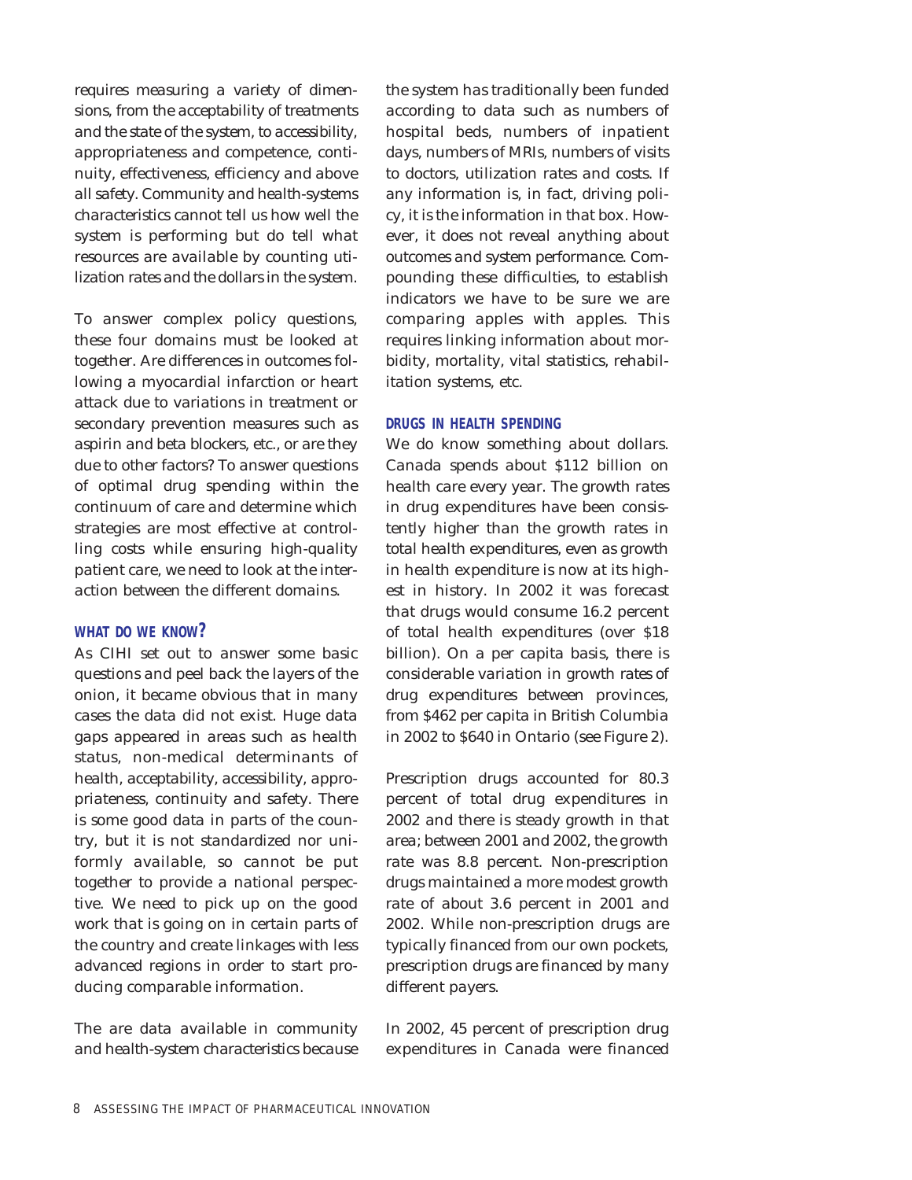requires measuring a variety of dimensions, from the acceptability of treatments and the state of the system, to accessibility, appropriateness and competence, continuity, effectiveness, efficiency and above all safety. Community and health-systems characteristics cannot tell us how well the system is performing but do tell what resources are available by counting utilization rates and the dollars in the system.

To answer complex policy questions, these four domains must be looked at together. Are differences in outcomes following a myocardial infarction or heart attack due to variations in treatment or secondary prevention measures such as aspirin and beta blockers, etc., or are they due to other factors? To answer questions of optimal drug spending within the continuum of care and determine which strategies are most effective at controlling costs while ensuring high-quality patient care, we need to look at the interaction between the different domains.

## WHAT DO WE KNOW?

As CIHI set out to answer some basic questions and peel back the layers of the onion, it became obvious that in many cases the data did not exist. Huge data gaps appeared in areas such as health status, non-medical determinants of health, acceptability, accessibility, appropriateness, continuity and safety. There is some good data in parts of the country, but it is not standardized nor uniformly available, so cannot be put together to provide a national perspective. We need to pick up on the good work that is going on in certain parts of the country and create linkages with less advanced regions in order to start producing comparable information.

The are data available in community and health-system characteristics because the system has traditionally been funded according to data such as numbers of hospital beds, numbers of inpatient days, numbers of MRIs, numbers of visits to doctors, utilization rates and costs. If any information is, in fact, driving policy, it is the information in that box. However, it does not reveal anything about outcomes and system performance. Compounding these difficulties, to establish indicators we have to be sure we are comparing apples with apples. This requires linking information about morbidity, mortality, vital statistics, rehabilitation systems, etc.

## DRUGS IN HEALTH SPENDING

We do know something about dollars. Canada spends about $112 billion on health care every year. The growth rates in drug expenditures have been consistently higher than the growth rates in total health expenditures, even as growth in health expenditure is now at its highest in history. In 2002 it was forecast that drugs would consume 16.2 percent of total health expenditures (over $18 billion). On a per capita basis, there is considerable variation in growth rates of drug expenditures between provinces, from $462 per capita in British Columbia in 2002 to $640 in Ontario (see Figure 2).

Prescription drugs accounted for 80.3 percent of total drug expenditures in 2002 and there is steady growth in that area; between 2001 and 2002, the growth rate was 8.8 percent. Non-prescription drugs maintained a more modest growth rate of about 3.6 percent in 2001 and 2002. While non-prescription drugs are typically financed from our own pockets, prescription drugs are financed by many different payers.

In 2002, 45 percent of prescription drug expenditures in Canada were financed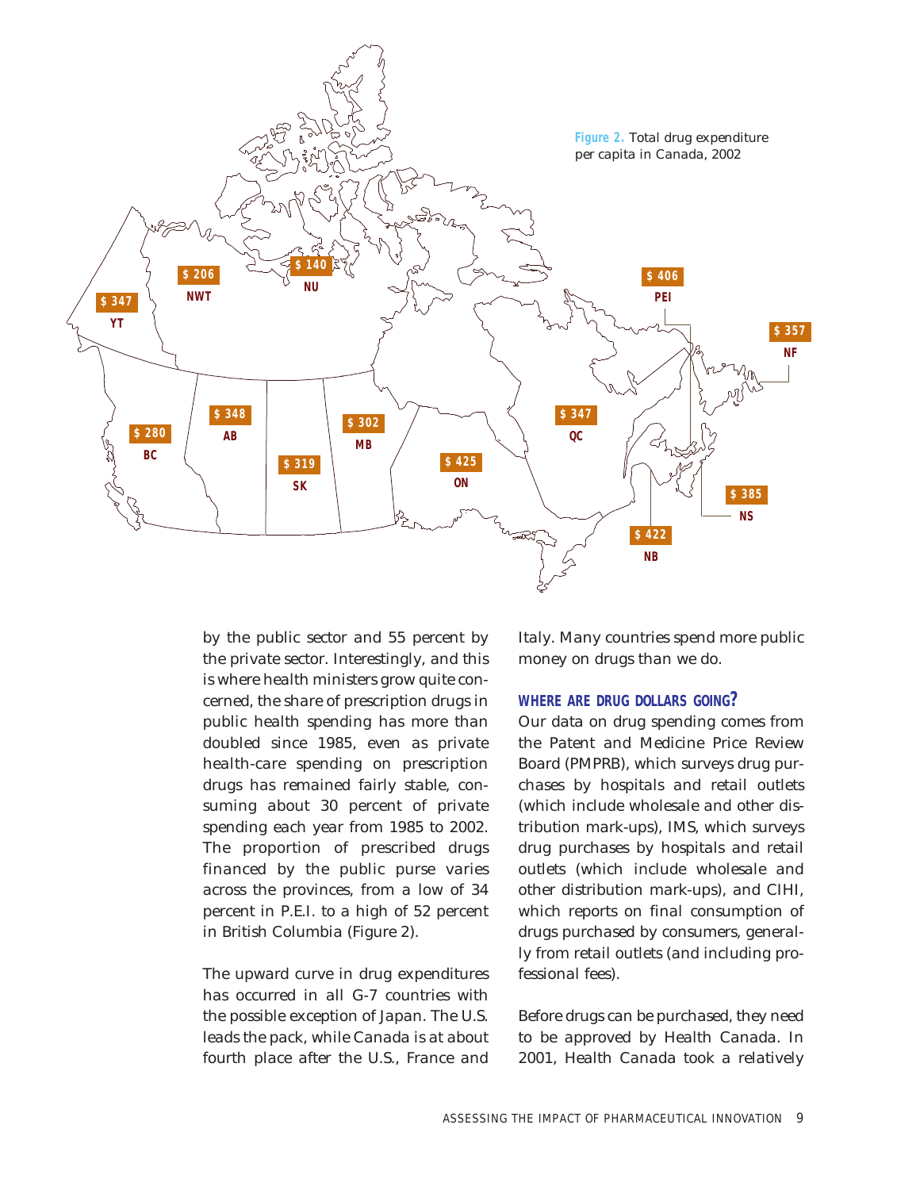**Figure 2.** Total drug expenditure per capita in Canada, 2002

| Province/Territory | Total drug expenditure per capita |
|---|---|
| YT | $ 347 |
| NWT | $ 206 |
| NU | $ 140 |
| BC | $ 280 |
| AB | $ 348 |
| SK | $ 319 |
| MB | $ 302 |
| ON | $ 425 |
| QC | $ 347 |
| NB | $ 422 |
| NS | $ 385 |
| PEI | $ 406 |
| NF | $ 357 |

by the public sector and 55 percent by the private sector. Interestingly, and this is where health ministers grow quite concerned, the share of prescription drugs in public health spending has more than doubled since 1985, even as private health-care spending on prescription drugs has remained fairly stable, consuming about 30 percent of private spending each year from 1985 to 2002. The proportion of prescribed drugs financed by the public purse varies across the provinces, from a low of 34 percent in P.E.I. to a high of 52 percent in British Columbia (Figure 2).

The upward curve in drug expenditures has occurred in all G-7 countries with the possible exception of Japan. The U.S. leads the pack, while Canada is at about fourth place after the U.S., France and Italy. Many countries spend more public money on drugs than we do.

### WHERE ARE DRUG DOLLARS GOING?

Our data on drug spending comes from the Patent and Medicine Price Review Board (PMPRB), which surveys drug purchases by hospitals and retail outlets (which include wholesale and other distribution mark-ups), IMS, which surveys drug purchases by hospitals and retail outlets (which include wholesale and other distribution mark-ups), and CIHI, which reports on final consumption of drugs purchased by consumers, generally from retail outlets (and including professional fees).

Before drugs can be purchased, they need to be approved by Health Canada. In 2001, Health Canada took a relatively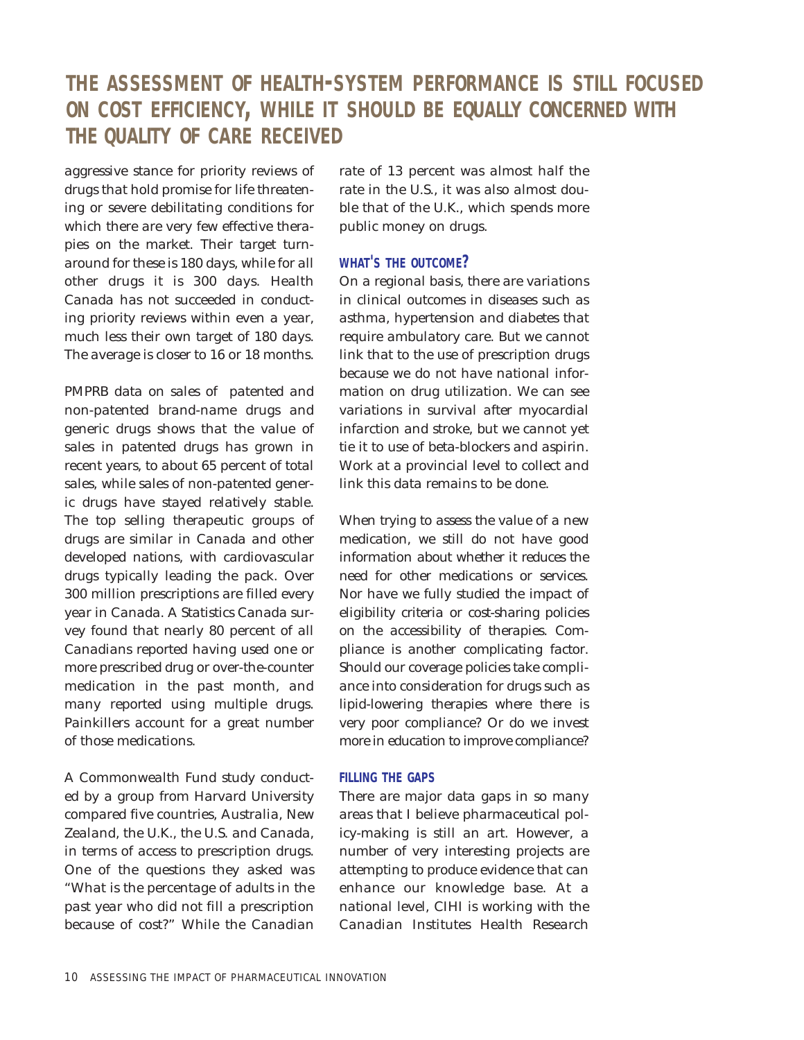# THE ASSESSMENT OF HEALTH-SYSTEM PERFORMANCE IS STILL FOCUSED ON COST EFFICIENCY, WHILE IT SHOULD BE EQUALLY CONCERNED WITH THE QUALITY OF CARE RECEIVED

aggressive stance for priority reviews of drugs that hold promise for life threatening or severe debilitating conditions for which there are very few effective therapies on the market. Their target turnaround for these is 180 days, while for all other drugs it is 300 days. Health Canada has not succeeded in conducting priority reviews within even a year, much less their own target of 180 days. The average is closer to 16 or 18 months.

PMPRB data on sales of patented and non-patented brand-name drugs and generic drugs shows that the value of sales in patented drugs has grown in recent years, to about 65 percent of total sales, while sales of non-patented generic drugs have stayed relatively stable. The top selling therapeutic groups of drugs are similar in Canada and other developed nations, with cardiovascular drugs typically leading the pack. Over 300 million prescriptions are filled every year in Canada. A Statistics Canada survey found that nearly 80 percent of all Canadians reported having used one or more prescribed drug or over-the-counter medication in the past month, and many reported using multiple drugs. Painkillers account for a great number of those medications.

A Commonwealth Fund study conducted by a group from Harvard University compared five countries, Australia, New Zealand, the U.K., the U.S. and Canada, in terms of access to prescription drugs. One of the questions they asked was "What is the percentage of adults in the past year who did not fill a prescription because of cost?" While the Canadian rate of 13 percent was almost half the rate in the U.S., it was also almost double that of the U.K., which spends more public money on drugs.

### WHAT'S THE OUTCOME?

On a regional basis, there are variations in clinical outcomes in diseases such as asthma, hypertension and diabetes that require ambulatory care. But we cannot link that to the use of prescription drugs because we do not have national information on drug utilization. We can see variations in survival after myocardial infarction and stroke, but we cannot yet tie it to use of beta-blockers and aspirin. Work at a provincial level to collect and link this data remains to be done.

When trying to assess the value of a new medication, we still do not have good information about whether it reduces the need for other medications or services. Nor have we fully studied the impact of eligibility criteria or cost-sharing policies on the accessibility of therapies. Compliance is another complicating factor. Should our coverage policies take compliance into consideration for drugs such as lipid-lowering therapies where there is very poor compliance? Or do we invest more in education to improve compliance?

### FILLING THE GAPS

There are major data gaps in so many areas that I believe pharmaceutical policy-making is still an art. However, a number of very interesting projects are attempting to produce evidence that can enhance our knowledge base. At a national level, CIHI is working with the Canadian Institutes Health Research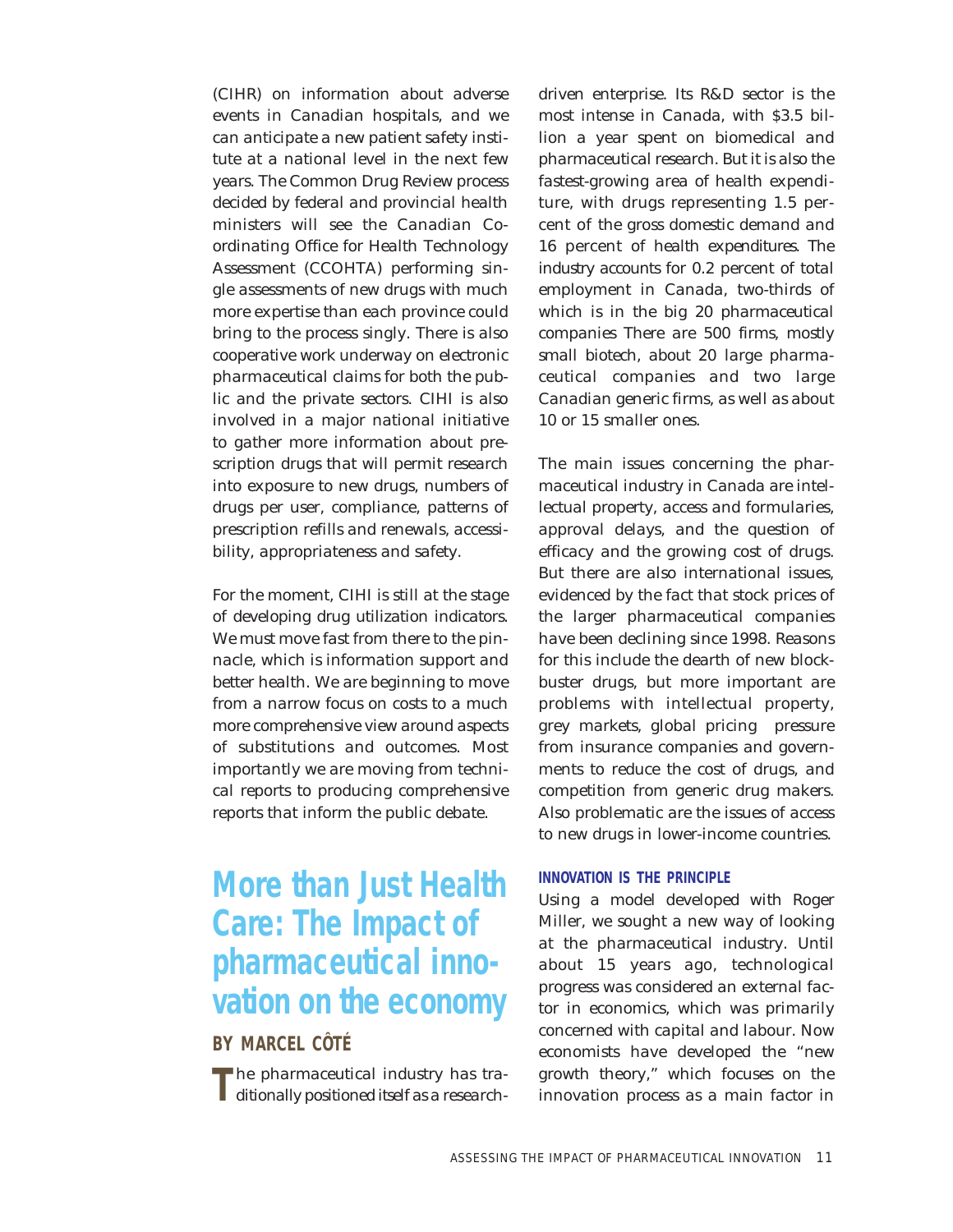(CIHR) on information about adverse events in Canadian hospitals, and we can anticipate a new patient safety institute at a national level in the next few years. The Common Drug Review process decided by federal and provincial health ministers will see the Canadian Coordinating Office for Health Technology Assessment (CCOHTA) performing single assessments of new drugs with much more expertise than each province could bring to the process singly. There is also cooperative work underway on electronic pharmaceutical claims for both the public and the private sectors. CIHI is also involved in a major national initiative to gather more information about prescription drugs that will permit research into exposure to new drugs, numbers of drugs per user, compliance, patterns of prescription refills and renewals, accessibility, appropriateness and safety.

For the moment, CIHI is still at the stage of developing drug utilization indicators. We must move fast from there to the pinnacle, which is information support and better health. We are beginning to move from a narrow focus on costs to a much more comprehensive view around aspects of substitutions and outcomes. Most importantly we are moving from technical reports to producing comprehensive reports that inform the public debate.

# More than Just Health Care: The Impact of pharmaceutical innovation on the economy

**BY MARCEL CÔTÉ**

The pharmaceutical industry has traditionally positioned itself as a research-driven enterprise. Its R&D sector is the most intense in Canada, with $3.5 billion a year spent on biomedical and pharmaceutical research. But it is also the fastest-growing area of health expenditure, with drugs representing 1.5 percent of the gross domestic demand and 16 percent of health expenditures. The industry accounts for 0.2 percent of total employment in Canada, two-thirds of which is in the big 20 pharmaceutical companies There are 500 firms, mostly small biotech, about 20 large pharmaceutical companies and two large Canadian generic firms, as well as about 10 or 15 smaller ones.

The main issues concerning the pharmaceutical industry in Canada are intellectual property, access and formularies, approval delays, and the question of efficacy and the growing cost of drugs. But there are also international issues, evidenced by the fact that stock prices of the larger pharmaceutical companies have been declining since 1998. Reasons for this include the dearth of new blockbuster drugs, but more important are problems with intellectual property, grey markets, global pricing pressure from insurance companies and governments to reduce the cost of drugs, and competition from generic drug makers. Also problematic are the issues of access to new drugs in lower-income countries.

## INNOVATION IS THE PRINCIPLE

Using a model developed with Roger Miller, we sought a new way of looking at the pharmaceutical industry. Until about 15 years ago, technological progress was considered an external factor in economics, which was primarily concerned with capital and labour. Now economists have developed the "new growth theory," which focuses on the innovation process as a main factor in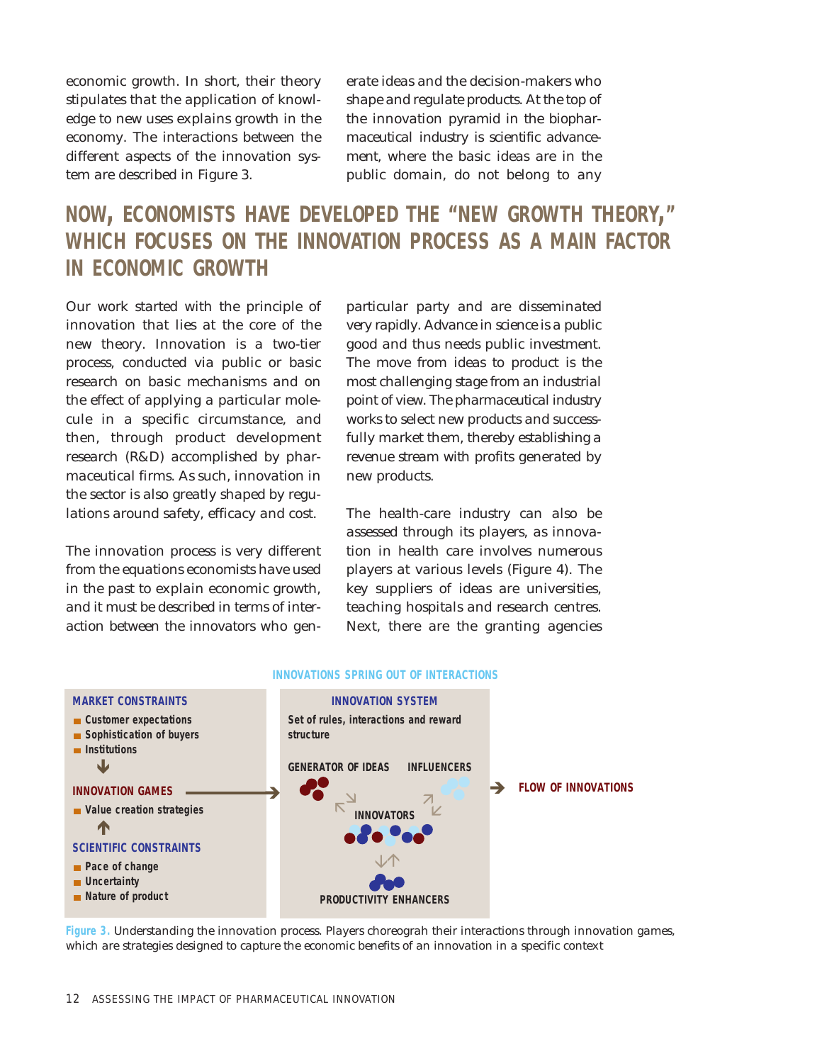economic growth. In short, their theory stipulates that the application of knowledge to new uses explains growth in the economy. The interactions between the different aspects of the innovation system are described in Figure 3.

## NOW, ECONOMISTS HAVE DEVELOPED THE "NEW GROWTH THEORY," WHICH FOCUSES ON THE INNOVATION PROCESS AS A MAIN FACTOR IN ECONOMIC GROWTH

Our work started with the principle of innovation that lies at the core of the new theory. Innovation is a two-tier process, conducted via public or basic research on basic mechanisms and on the effect of applying a particular molecule in a specific circumstance, and then, through product development research (R&D) accomplished by pharmaceutical firms. As such, innovation in the sector is also greatly shaped by regulations around safety, efficacy and cost.

The innovation process is very different from the equations economists have used in the past to explain economic growth, and it must be described in terms of interaction between the innovators who generate ideas and the decision-makers who shape and regulate products. At the top of the innovation pyramid in the biopharmaceutical industry is scientific advancement, where the basic ideas are in the public domain, do not belong to any particular party and are disseminated very rapidly. Advance in science is a public good and thus needs public investment. The move from ideas to product is the most challenging stage from an industrial point of view. The pharmaceutical industry works to select new products and successfully market them, thereby establishing a revenue stream with profits generated by new products.

The health-care industry can also be assessed through its players, as innovation in health care involves numerous players at various levels (Figure 4). The key suppliers of ideas are universities, teaching hospitals and research centres. Next, there are the granting agencies

**INNOVATIONS SPRING OUT OF INTERACTIONS**

**MARKET CONSTRAINTS**
- Customer expectations
- Sophistication of buyers
- Institutions

**INNOVATION GAMES**
- Value creation strategies

**SCIENTIFIC CONSTRAINTS**
- Pace of change
- Uncertainty
- Nature of product

**INNOVATION SYSTEM**
Set of rules, interactions and reward structure

GENERATOR OF IDEAS — INFLUENCERS — INNOVATORS — PRODUCTIVITY ENHANCERS

→ **FLOW OF INNOVATIONS**

**Figure 3.** Understanding the innovation process. Players choreograh their interactions through innovation games, which are strategies designed to capture the economic benefits of an innovation in a specific context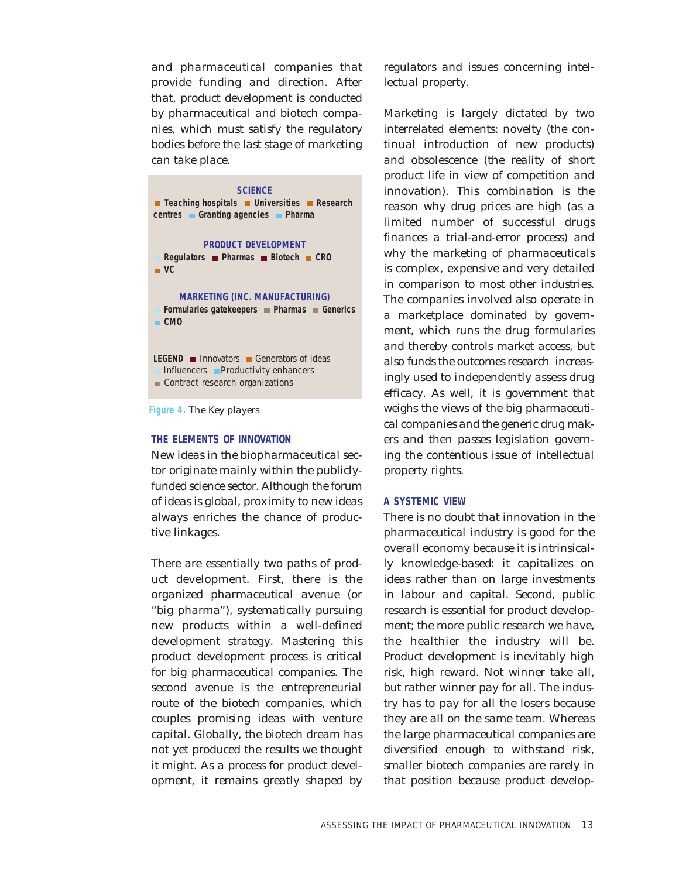and pharmaceutical companies that provide funding and direction. After that, product development is conducted by pharmaceutical and biotech companies, which must satisfy the regulatory bodies before the last stage of marketing can take place.

**SCIENCE**
■ Teaching hospitals ■ Universities ■ Research centres ■ Granting agencies ■ Pharma

**PRODUCT DEVELOPMENT**
■ Regulators ■ Pharmas ■ Biotech ■ CRO ■ VC

**MARKETING (INC. MANUFACTURING)**
■ Formularies gatekeepers ■ Pharmas ■ Generics ■ CMO

**LEGEND** ■ Innovators ■ Generators of ideas ■ Influencers ■ Productivity enhancers ■ Contract research organizations

Figure 4. The Key players

## THE ELEMENTS OF INNOVATION

New ideas in the biopharmaceutical sector originate mainly within the publicly-funded science sector. Although the forum of ideas is global, proximity to new ideas always enriches the chance of productive linkages.

There are essentially two paths of product development. First, there is the organized pharmaceutical avenue (or "big pharma"), systematically pursuing new products within a well-defined development strategy. Mastering this product development process is critical for big pharmaceutical companies. The second avenue is the entrepreneurial route of the biotech companies, which couples promising ideas with venture capital. Globally, the biotech dream has not yet produced the results we thought it might. As a process for product development, it remains greatly shaped by regulators and issues concerning intellectual property.

Marketing is largely dictated by two interrelated elements: novelty (the continual introduction of new products) and obsolescence (the reality of short product life in view of competition and innovation). This combination is the reason why drug prices are high (as a limited number of successful drugs finances a trial-and-error process) and why the marketing of pharmaceuticals is complex, expensive and very detailed in comparison to most other industries. The companies involved also operate in a marketplace dominated by government, which runs the drug formularies and thereby controls market access, but also funds the outcomes research increasingly used to independently assess drug efficacy. As well, it is government that weighs the views of the big pharmaceutical companies and the generic drug makers and then passes legislation governing the contentious issue of intellectual property rights.

## A SYSTEMIC VIEW

There is no doubt that innovation in the pharmaceutical industry is good for the overall economy because it is intrinsically knowledge-based: it capitalizes on ideas rather than on large investments in labour and capital. Second, public research is essential for product development; the more public research we have, the healthier the industry will be. Product development is inevitably high risk, high reward. Not winner take all, but rather winner pay for all. The industry has to pay for all the losers because they are all on the same team. Whereas the large pharmaceutical companies are diversified enough to withstand risk, smaller biotech companies are rarely in that position because product develop-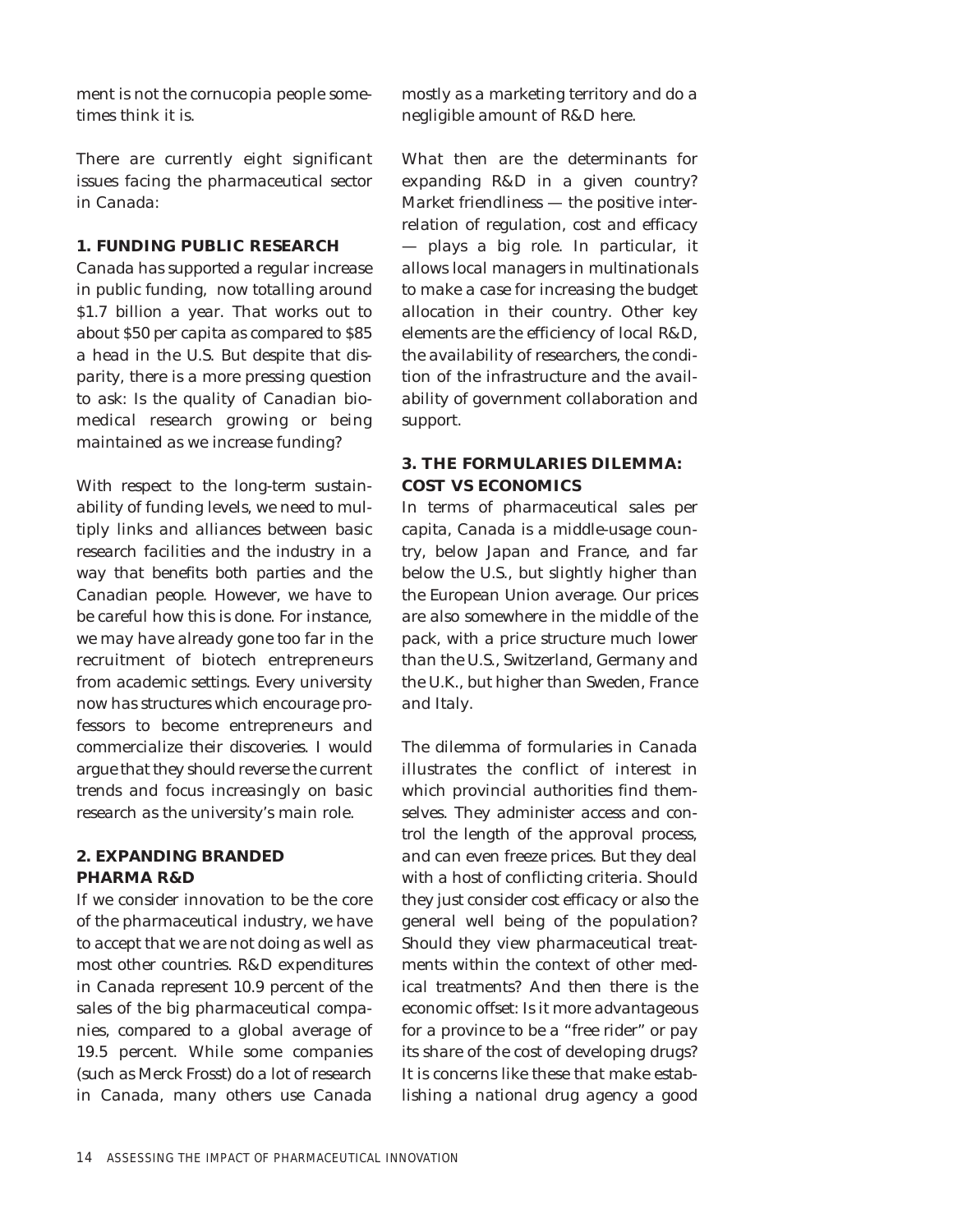ment is not the cornucopia people sometimes think it is.

There are currently eight significant issues facing the pharmaceutical sector in Canada:

**1. FUNDING PUBLIC RESEARCH**

Canada has supported a regular increase in public funding, now totalling around $1.7 billion a year. That works out to about $50 per capita as compared to $85 a head in the U.S. But despite that disparity, there is a more pressing question to ask: Is the quality of Canadian biomedical research growing or being maintained as we increase funding?

With respect to the long-term sustainability of funding levels, we need to multiply links and alliances between basic research facilities and the industry in a way that benefits both parties and the Canadian people. However, we have to be careful how this is done. For instance, we may have already gone too far in the recruitment of biotech entrepreneurs from academic settings. Every university now has structures which encourage professors to become entrepreneurs and commercialize their discoveries. I would argue that they should reverse the current trends and focus increasingly on basic research as the university's main role.

**2. EXPANDING BRANDED PHARMA R&D**

If we consider innovation to be the core of the pharmaceutical industry, we have to accept that we are not doing as well as most other countries. R&D expenditures in Canada represent 10.9 percent of the sales of the big pharmaceutical companies, compared to a global average of 19.5 percent. While some companies (such as Merck Frosst) do a lot of research in Canada, many others use Canada mostly as a marketing territory and do a negligible amount of R&D here.

What then are the determinants for expanding R&D in a given country? Market friendliness — the positive interrelation of regulation, cost and efficacy — plays a big role. In particular, it allows local managers in multinationals to make a case for increasing the budget allocation in their country. Other key elements are the efficiency of local R&D, the availability of researchers, the condition of the infrastructure and the availability of government collaboration and support.

**3. THE FORMULARIES DILEMMA: COST VS ECONOMICS**

In terms of pharmaceutical sales per capita, Canada is a middle-usage country, below Japan and France, and far below the U.S., but slightly higher than the European Union average. Our prices are also somewhere in the middle of the pack, with a price structure much lower than the U.S., Switzerland, Germany and the U.K., but higher than Sweden, France and Italy.

The dilemma of formularies in Canada illustrates the conflict of interest in which provincial authorities find themselves. They administer access and control the length of the approval process, and can even freeze prices. But they deal with a host of conflicting criteria. Should they just consider cost efficacy or also the general well being of the population? Should they view pharmaceutical treatments within the context of other medical treatments? And then there is the economic offset: Is it more advantageous for a province to be a "free rider" or pay its share of the cost of developing drugs? It is concerns like these that make establishing a national drug agency a good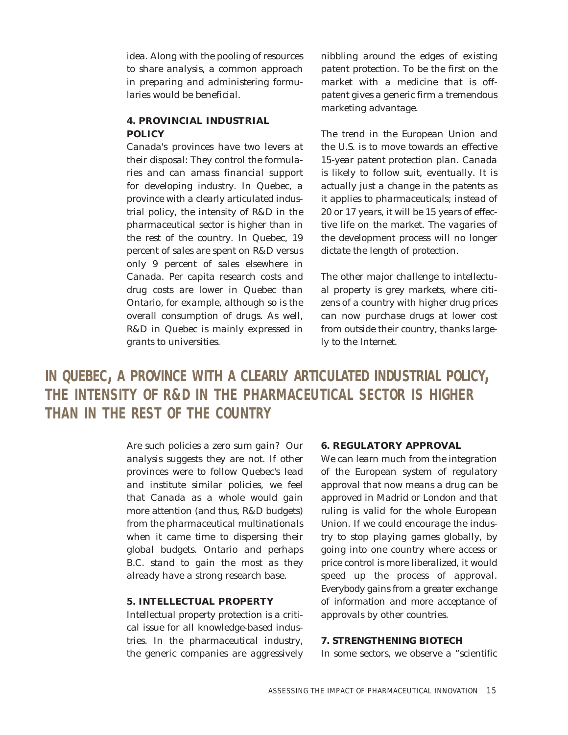idea. Along with the pooling of resources to share analysis, a common approach in preparing and administering formularies would be beneficial.

### 4. PROVINCIAL INDUSTRIAL POLICY

Canada's provinces have two levers at their disposal: They control the formularies and can amass financial support for developing industry. In Quebec, a province with a clearly articulated industrial policy, the intensity of R&D in the pharmaceutical sector is higher than in the rest of the country. In Quebec, 19 percent of sales are spent on R&D versus only 9 percent of sales elsewhere in Canada. Per capita research costs and drug costs are lower in Quebec than Ontario, for example, although so is the overall consumption of drugs. As well, R&D in Quebec is mainly expressed in grants to universities.

## IN QUEBEC, A PROVINCE WITH A CLEARLY ARTICULATED INDUSTRIAL POLICY, THE INTENSITY OF R&D IN THE PHARMACEUTICAL SECTOR IS HIGHER THAN IN THE REST OF THE COUNTRY

Are such policies a zero sum gain? Our analysis suggests they are not. If other provinces were to follow Quebec's lead and institute similar policies, we feel that Canada as a whole would gain more attention (and thus, R&D budgets) from the pharmaceutical multinationals when it came time to dispersing their global budgets. Ontario and perhaps B.C. stand to gain the most as they already have a strong research base.

### 5. INTELLECTUAL PROPERTY

Intellectual property protection is a critical issue for all knowledge-based industries. In the pharmaceutical industry, the generic companies are aggressively nibbling around the edges of existing patent protection. To be the first on the market with a medicine that is off-patent gives a generic firm a tremendous marketing advantage.

The trend in the European Union and the U.S. is to move towards an effective 15-year patent protection plan. Canada is likely to follow suit, eventually. It is actually just a change in the patents as it applies to pharmaceuticals; instead of 20 or 17 years, it will be 15 years of effective life on the market. The vagaries of the development process will no longer dictate the length of protection.

The other major challenge to intellectual property is grey markets, where citizens of a country with higher drug prices can now purchase drugs at lower cost from outside their country, thanks largely to the Internet.

### 6. REGULATORY APPROVAL

We can learn much from the integration of the European system of regulatory approval that now means a drug can be approved in Madrid or London and that ruling is valid for the whole European Union. If we could encourage the industry to stop playing games globally, by going into one country where access or price control is more liberalized, it would speed up the process of approval. Everybody gains from a greater exchange of information and more acceptance of approvals by other countries.

### 7. STRENGTHENING BIOTECH

In some sectors, we observe a "scientific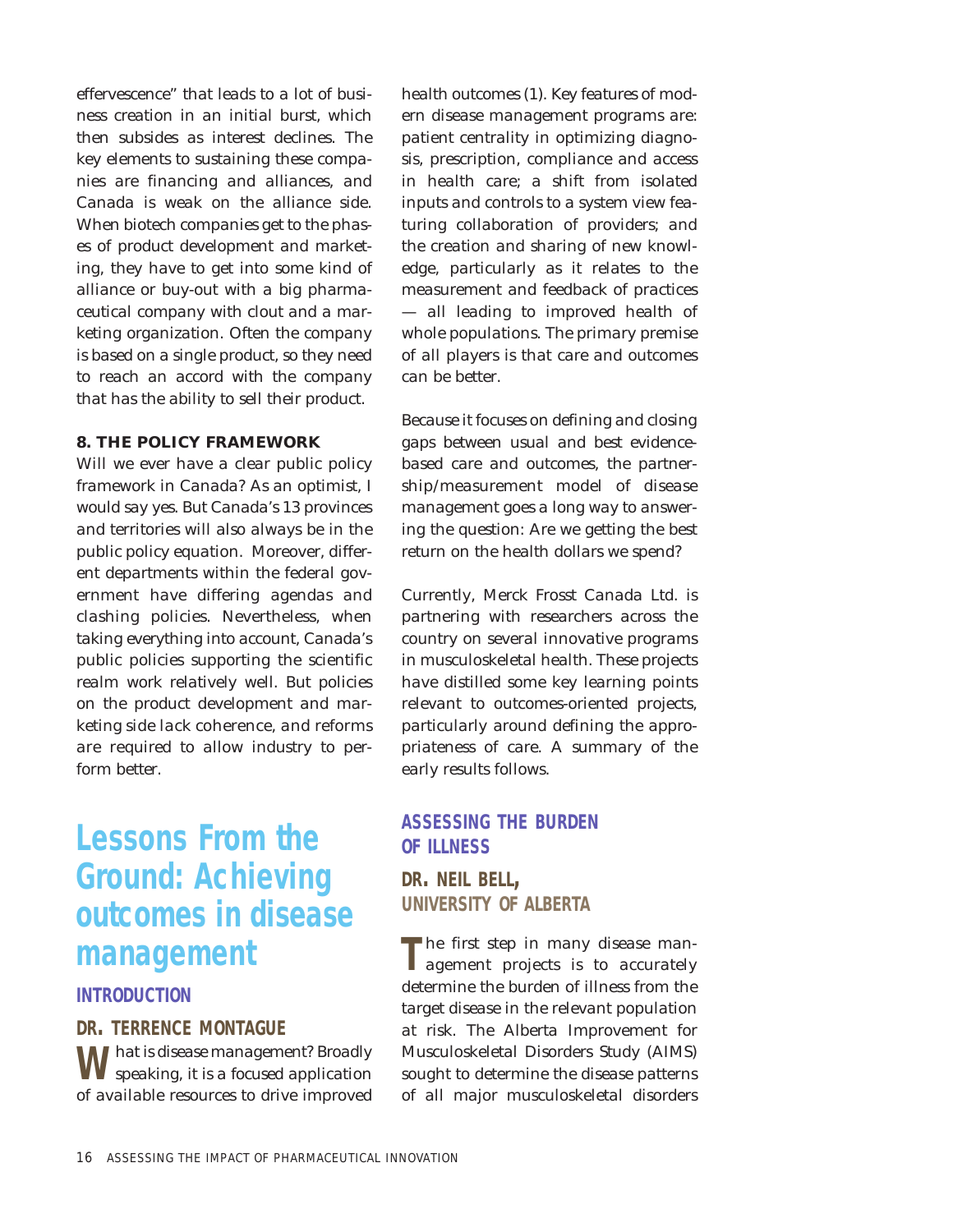effervescence" that leads to a lot of business creation in an initial burst, which then subsides as interest declines. The key elements to sustaining these companies are financing and alliances, and Canada is weak on the alliance side. When biotech companies get to the phases of product development and marketing, they have to get into some kind of alliance or buy-out with a big pharmaceutical company with clout and a marketing organization. Often the company is based on a single product, so they need to reach an accord with the company that has the ability to sell their product.

**8. THE POLICY FRAMEWORK**

Will we ever have a clear public policy framework in Canada? As an optimist, I would say yes. But Canada's 13 provinces and territories will also always be in the public policy equation. Moreover, different departments within the federal government have differing agendas and clashing policies. Nevertheless, when taking everything into account, Canada's public policies supporting the scientific realm work relatively well. But policies on the product development and marketing side lack coherence, and reforms are required to allow industry to perform better.

# Lessons From the Ground: Achieving outcomes in disease management

## INTRODUCTION

### DR. TERRENCE MONTAGUE

What is disease management? Broadly speaking, it is a focused application of available resources to drive improved health outcomes (1). Key features of modern disease management programs are: patient centrality in optimizing diagnosis, prescription, compliance and access in health care; a shift from isolated inputs and controls to a system view featuring collaboration of providers; and the creation and sharing of new knowledge, particularly as it relates to the measurement and feedback of practices — all leading to improved health of whole populations. The primary premise of all players is that care and outcomes can be better.

Because it focuses on defining and closing gaps between usual and best evidence-based care and outcomes, the partnership/measurement model of disease management goes a long way to answering the question: Are we getting the best return on the health dollars we spend?

Currently, Merck Frosst Canada Ltd. is partnering with researchers across the country on several innovative programs in musculoskeletal health. These projects have distilled some key learning points relevant to outcomes-oriented projects, particularly around defining the appropriateness of care. A summary of the early results follows.

## ASSESSING THE BURDEN OF ILLNESS

### DR. NEIL BELL, UNIVERSITY OF ALBERTA

The first step in many disease management projects is to accurately determine the burden of illness from the target disease in the relevant population at risk. The Alberta Improvement for Musculoskeletal Disorders Study (AIMS) sought to determine the disease patterns of all major musculoskeletal disorders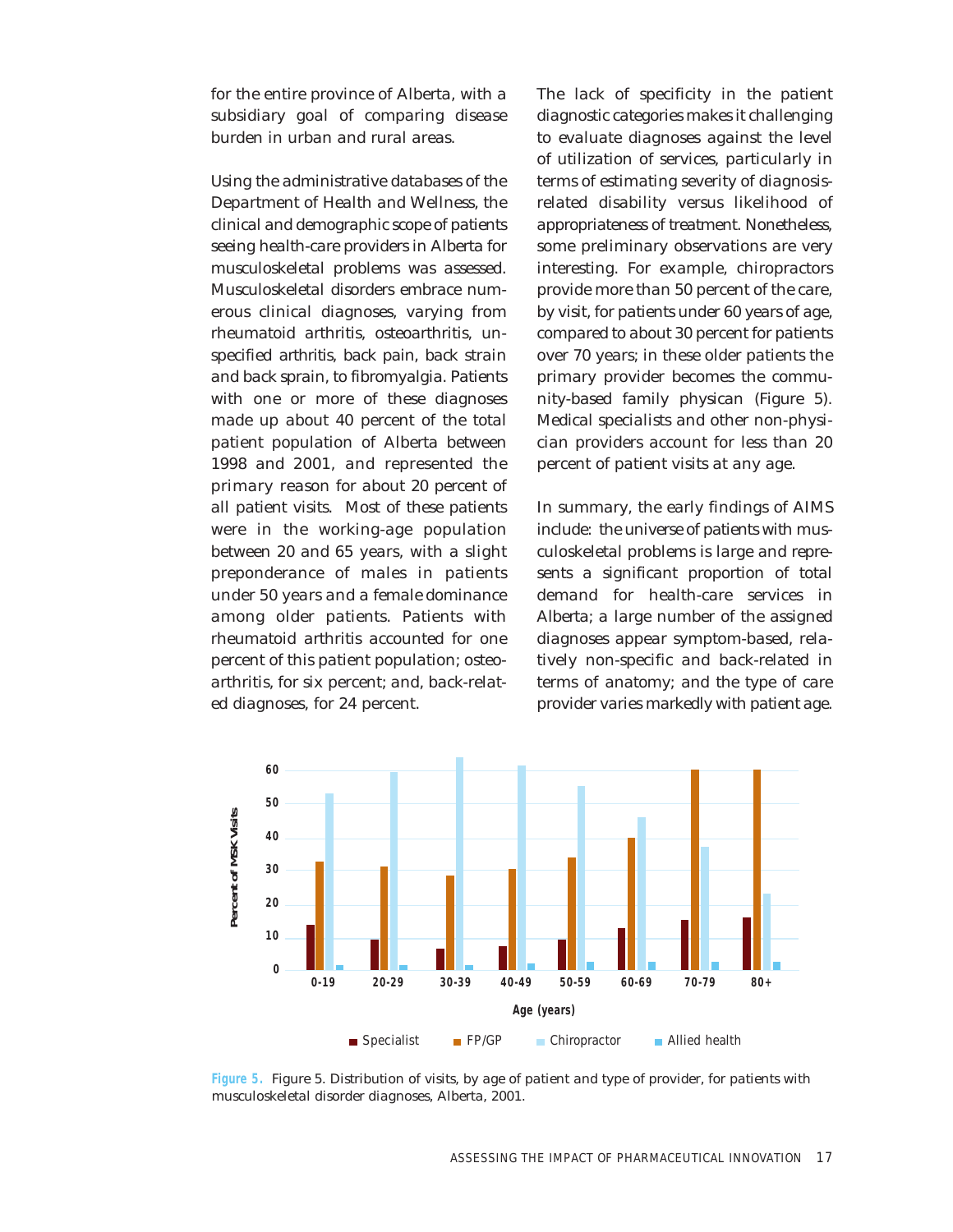for the entire province of Alberta, with a subsidiary goal of comparing disease burden in urban and rural areas.

Using the administrative databases of the Department of Health and Wellness, the clinical and demographic scope of patients seeing health-care providers in Alberta for musculoskeletal problems was assessed. Musculoskeletal disorders embrace numerous clinical diagnoses, varying from rheumatoid arthritis, osteoarthritis, unspecified arthritis, back pain, back strain and back sprain, to fibromyalgia. Patients with one or more of these diagnoses made up about 40 percent of the total patient population of Alberta between 1998 and 2001, and represented the primary reason for about 20 percent of all patient visits. Most of these patients were in the working-age population between 20 and 65 years, with a slight preponderance of males in patients under 50 years and a female dominance among older patients. Patients with rheumatoid arthritis accounted for one percent of this patient population; osteoarthritis, for six percent; and, back-related diagnoses, for 24 percent.

The lack of specificity in the patient diagnostic categories makes it challenging to evaluate diagnoses against the level of utilization of services, particularly in terms of estimating severity of diagnosis-related disability versus likelihood of appropriateness of treatment. Nonetheless, some preliminary observations are very interesting. For example, chiropractors provide more than 50 percent of the care, by visit, for patients under 60 years of age, compared to about 30 percent for patients over 70 years; in these older patients the primary provider becomes the community-based family physican (Figure 5). Medical specialists and other non-physician providers account for less than 20 percent of patient visits at any age.

In summary, the early findings of AIMS include: the universe of patients with musculoskeletal problems is large and represents a significant proportion of total demand for health-care services in Alberta; a large number of the assigned diagnoses appear symptom-based, relatively non-specific and back-related in terms of anatomy; and the type of care provider varies markedly with patient age.

**Figure 5.** Figure 5. Distribution of visits, by age of patient and type of provider, for patients with musculoskeletal disorder diagnoses, Alberta, 2001.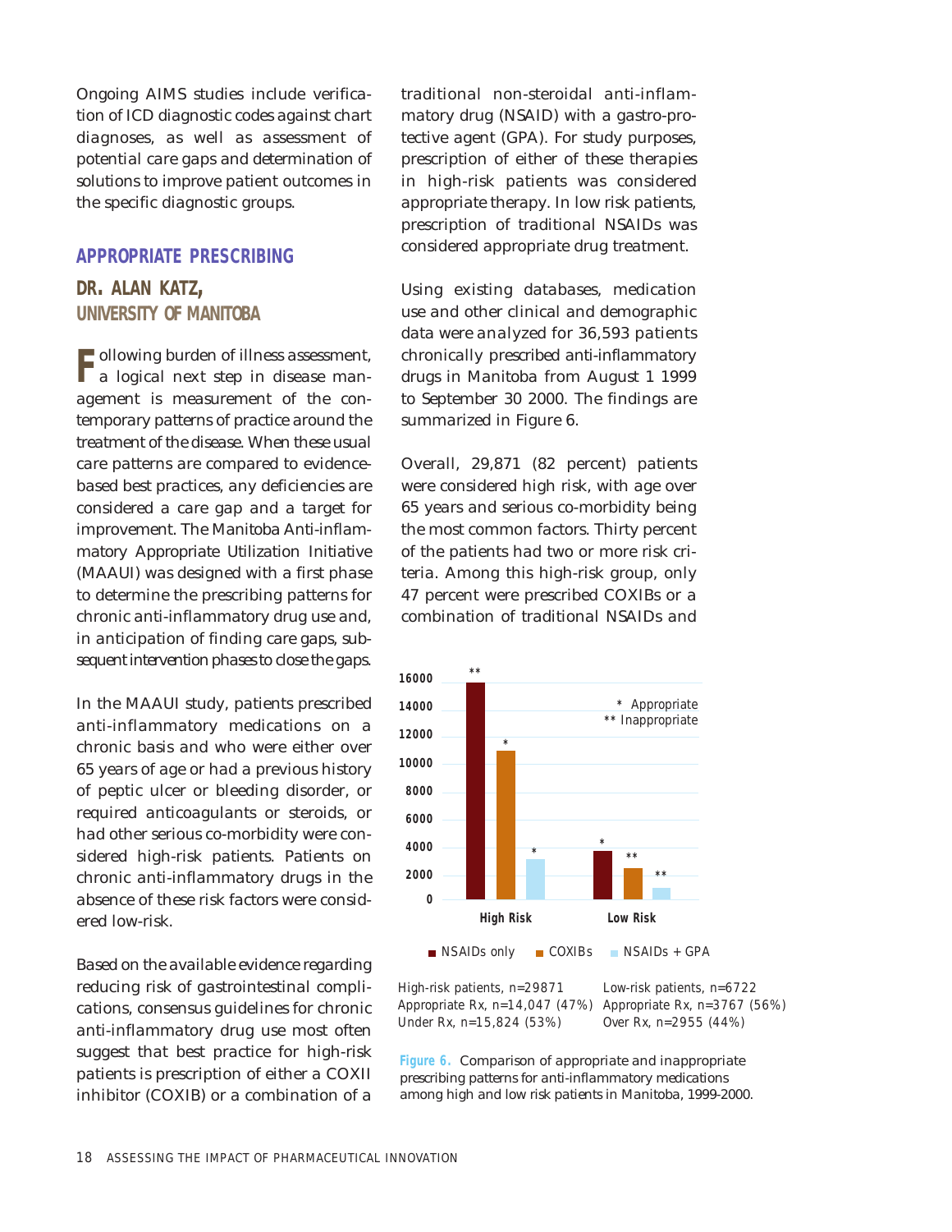Ongoing AIMS studies include verification of ICD diagnostic codes against chart diagnoses, as well as assessment of potential care gaps and determination of solutions to improve patient outcomes in the specific diagnostic groups.

## APPROPRIATE PRESCRIBING

### DR. ALAN KATZ, UNIVERSITY OF MANITOBA

Following burden of illness assessment, a logical next step in disease management is measurement of the contemporary patterns of practice around the treatment of the disease. When these usual care patterns are compared to evidence-based best practices, any deficiencies are considered a care gap and a target for improvement. The Manitoba Anti-inflammatory Appropriate Utilization Initiative (MAAUI) was designed with a first phase to determine the prescribing patterns for chronic anti-inflammatory drug use and, in anticipation of finding care gaps, subsequent intervention phases to close the gaps.

In the MAAUI study, patients prescribed anti-inflammatory medications on a chronic basis and who were either over 65 years of age or had a previous history of peptic ulcer or bleeding disorder, or required anticoagulants or steroids, or had other serious co-morbidity were considered high-risk patients. Patients on chronic anti-inflammatory drugs in the absence of these risk factors were considered low-risk.

Based on the available evidence regarding reducing risk of gastrointestinal complications, consensus guidelines for chronic anti-inflammatory drug use most often suggest that best practice for high-risk patients is prescription of either a COXII inhibitor (COXIB) or a combination of a traditional non-steroidal anti-inflammatory drug (NSAID) with a gastro-protective agent (GPA). For study purposes, prescription of either of these therapies in high-risk patients was considered appropriate therapy. In low risk patients, prescription of traditional NSAIDs was considered appropriate drug treatment.

Using existing databases, medication use and other clinical and demographic data were analyzed for 36,593 patients chronically prescribed anti-inflammatory drugs in Manitoba from August 1 1999 to September 30 2000. The findings are summarized in Figure 6.

Overall, 29,871 (82 percent) patients were considered high risk, with age over 65 years and serious co-morbidity being the most common factors. Thirty percent of the patients had two or more risk criteria. Among this high-risk group, only 47 percent were prescribed COXIBs or a combination of traditional NSAIDs and

High-risk patients, n=29871
Appropriate Rx, n=14,047 (47%)
Under Rx, n=15,824 (53%)

Low-risk patients, n=6722
Appropriate Rx, n=3767 (56%)
Over Rx, n=2955 (44%)

**Figure 6.** Comparison of appropriate and inappropriate prescribing patterns for anti-inflammatory medications among high and low risk patients in Manitoba, 1999-2000.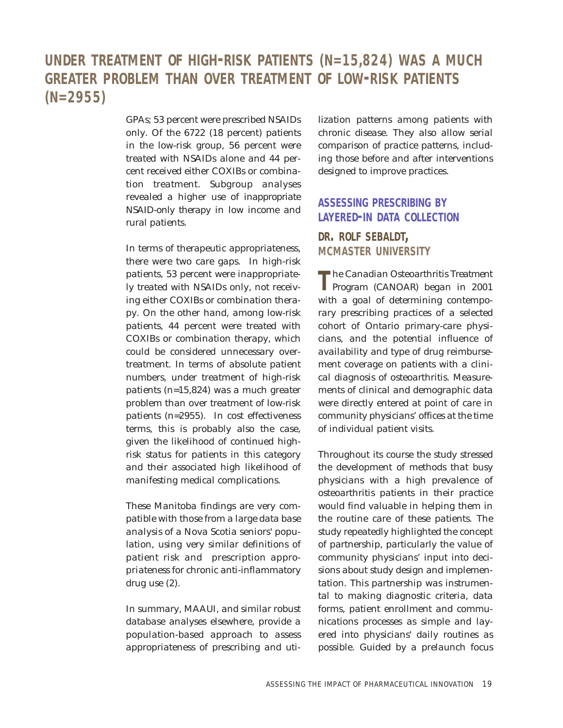## UNDER TREATMENT OF HIGH-RISK PATIENTS (N=15,824) WAS A MUCH GREATER PROBLEM THAN OVER TREATMENT OF LOW-RISK PATIENTS (N=2955)

GPAs; 53 percent were prescribed NSAIDs only. Of the 6722 (18 percent) patients in the low-risk group, 56 percent were treated with NSAIDs alone and 44 percent received either COXIBs or combination treatment. Subgroup analyses revealed a higher use of inappropriate NSAID-only therapy in low income and rural patients.

In terms of therapeutic appropriateness, there were two care gaps. In high-risk patients, 53 percent were inappropriately treated with NSAIDs only, not receiving either COXIBs or combination therapy. On the other hand, among low-risk patients, 44 percent were treated with COXIBs or combination therapy, which could be considered unnecessary overtreatment. In terms of absolute patient numbers, under treatment of high-risk patients (n=15,824) was a much greater problem than over treatment of low-risk patients (n=2955). In cost effectiveness terms, this is probably also the case, given the likelihood of continued high-risk status for patients in this category and their associated high likelihood of manifesting medical complications.

These Manitoba findings are very compatible with those from a large data base analysis of a Nova Scotia seniors' population, using very similar definitions of patient risk and prescription appropriateness for chronic anti-inflammatory drug use (2).

In summary, MAAUI, and similar robust database analyses elsewhere, provide a population-based approach to assess appropriateness of prescribing and utilization patterns among patients with chronic disease. They also allow serial comparison of practice patterns, including those before and after interventions designed to improve practices.

### ASSESSING PRESCRIBING BY LAYERED-IN DATA COLLECTION

**DR. ROLF SEBALDT,**
**MCMASTER UNIVERSITY**

The Canadian Osteoarthritis Treatment Program (CANOAR) began in 2001 with a goal of determining contemporary prescribing practices of a selected cohort of Ontario primary-care physicians, and the potential influence of availability and type of drug reimbursement coverage on patients with a clinical diagnosis of osteoarthritis. Measurements of clinical and demographic data were directly entered at point of care in community physicians' offices at the time of individual patient visits.

Throughout its course the study stressed the development of methods that busy physicians with a high prevalence of osteoarthritis patients in their practice would find valuable in helping them in the routine care of these patients. The study repeatedly highlighted the concept of partnership, particularly the value of community physicians' input into decisions about study design and implementation. This partnership was instrumental to making diagnostic criteria, data forms, patient enrollment and communications processes as simple and layered into physicians' daily routines as possible. Guided by a prelaunch focus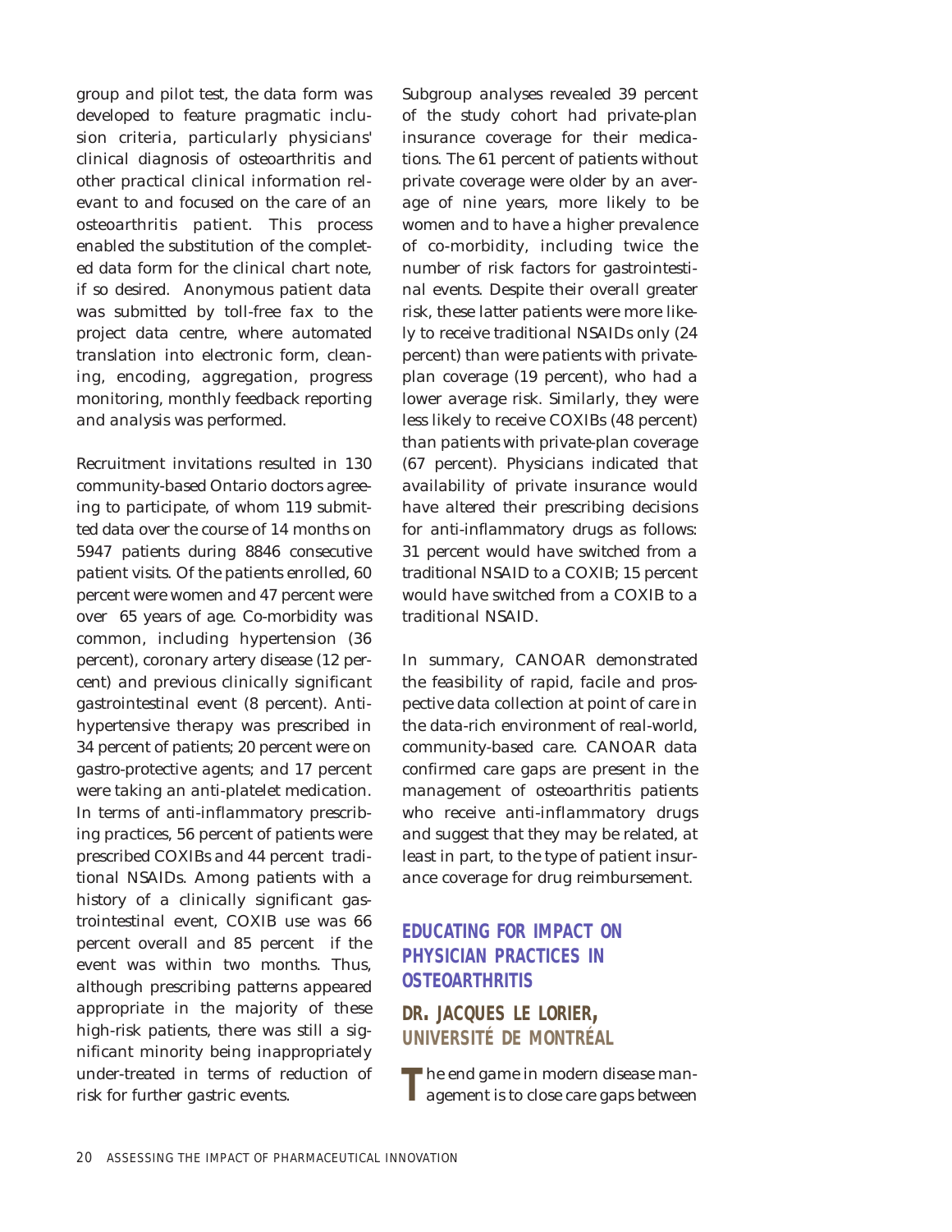group and pilot test, the data form was developed to feature pragmatic inclusion criteria, particularly physicians' clinical diagnosis of osteoarthritis and other practical clinical information relevant to and focused on the care of an osteoarthritis patient. This process enabled the substitution of the completed data form for the clinical chart note, if so desired. Anonymous patient data was submitted by toll-free fax to the project data centre, where automated translation into electronic form, cleaning, encoding, aggregation, progress monitoring, monthly feedback reporting and analysis was performed.

Recruitment invitations resulted in 130 community-based Ontario doctors agreeing to participate, of whom 119 submitted data over the course of 14 months on 5947 patients during 8846 consecutive patient visits. Of the patients enrolled, 60 percent were women and 47 percent were over 65 years of age. Co-morbidity was common, including hypertension (36 percent), coronary artery disease (12 percent) and previous clinically significant gastrointestinal event (8 percent). Antihypertensive therapy was prescribed in 34 percent of patients; 20 percent were on gastro-protective agents; and 17 percent were taking an anti-platelet medication. In terms of anti-inflammatory prescribing practices, 56 percent of patients were prescribed COXIBs and 44 percent traditional NSAIDs. Among patients with a history of a clinically significant gastrointestinal event, COXIB use was 66 percent overall and 85 percent if the event was within two months. Thus, although prescribing patterns appeared appropriate in the majority of these high-risk patients, there was still a significant minority being inappropriately under-treated in terms of reduction of risk for further gastric events.

Subgroup analyses revealed 39 percent of the study cohort had private-plan insurance coverage for their medications. The 61 percent of patients without private coverage were older by an average of nine years, more likely to be women and to have a higher prevalence of co-morbidity, including twice the number of risk factors for gastrointestinal events. Despite their overall greater risk, these latter patients were more likely to receive traditional NSAIDs only (24 percent) than were patients with private-plan coverage (19 percent), who had a lower average risk. Similarly, they were less likely to receive COXIBs (48 percent) than patients with private-plan coverage (67 percent). Physicians indicated that availability of private insurance would have altered their prescribing decisions for anti-inflammatory drugs as follows: 31 percent would have switched from a traditional NSAID to a COXIB; 15 percent would have switched from a COXIB to a traditional NSAID.

In summary, CANOAR demonstrated the feasibility of rapid, facile and prospective data collection at point of care in the data-rich environment of real-world, community-based care. CANOAR data confirmed care gaps are present in the management of osteoarthritis patients who receive anti-inflammatory drugs and suggest that they may be related, at least in part, to the type of patient insurance coverage for drug reimbursement.

## EDUCATING FOR IMPACT ON PHYSICIAN PRACTICES IN OSTEOARTHRITIS

### DR. JACQUES LE LORIER, UNIVERSITÉ DE MONTRÉAL

The end game in modern disease management is to close care gaps between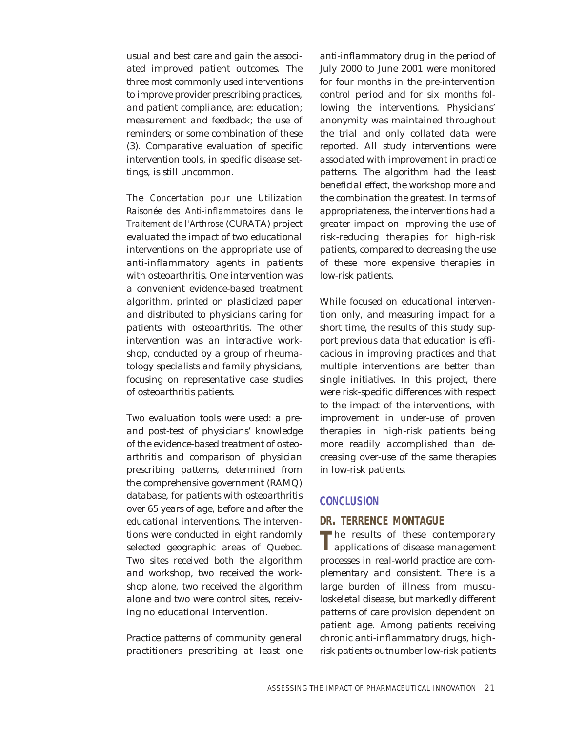usual and best care and gain the associated improved patient outcomes. The three most commonly used interventions to improve provider prescribing practices, and patient compliance, are: education; measurement and feedback; the use of reminders; or some combination of these (3). Comparative evaluation of specific intervention tools, in specific disease settings, is still uncommon.

The *Concertation pour une Utilization Raisonée des Anti-inflammatoires dans le Traitement de l'Arthrose* (CURATA) project evaluated the impact of two educational interventions on the appropriate use of anti-inflammatory agents in patients with osteoarthritis. One intervention was a convenient evidence-based treatment algorithm, printed on plasticized paper and distributed to physicians caring for patients with osteoarthritis. The other intervention was an interactive workshop, conducted by a group of rheumatology specialists and family physicians, focusing on representative case studies of osteoarthritis patients.

Two evaluation tools were used: a pre- and post-test of physicians' knowledge of the evidence-based treatment of osteoarthritis and comparison of physician prescribing patterns, determined from the comprehensive government (RAMQ) database, for patients with osteoarthritis over 65 years of age, before and after the educational interventions. The interventions were conducted in eight randomly selected geographic areas of Quebec. Two sites received both the algorithm and workshop, two received the workshop alone, two received the algorithm alone and two were control sites, receiving no educational intervention.

Practice patterns of community general practitioners prescribing at least one anti-inflammatory drug in the period of July 2000 to June 2001 were monitored for four months in the pre-intervention control period and for six months following the interventions. Physicians' anonymity was maintained throughout the trial and only collated data were reported. All study interventions were associated with improvement in practice patterns. The algorithm had the least beneficial effect, the workshop more and the combination the greatest. In terms of appropriateness, the interventions had a greater impact on improving the use of risk-reducing therapies for high-risk patients, compared to decreasing the use of these more expensive therapies in low-risk patients.

While focused on educational intervention only, and measuring impact for a short time, the results of this study support previous data that education is efficacious in improving practices and that multiple interventions are better than single initiatives. In this project, there were risk-specific differences with respect to the impact of the interventions, with improvement in under-use of proven therapies in high-risk patients being more readily accomplished than decreasing over-use of the same therapies in low-risk patients.

## CONCLUSION

### DR. TERRENCE MONTAGUE

The results of these contemporary applications of disease management processes in real-world practice are complementary and consistent. There is a large burden of illness from musculoskeletal disease, but markedly different patterns of care provision dependent on patient age. Among patients receiving chronic anti-inflammatory drugs, high-risk patients outnumber low-risk patients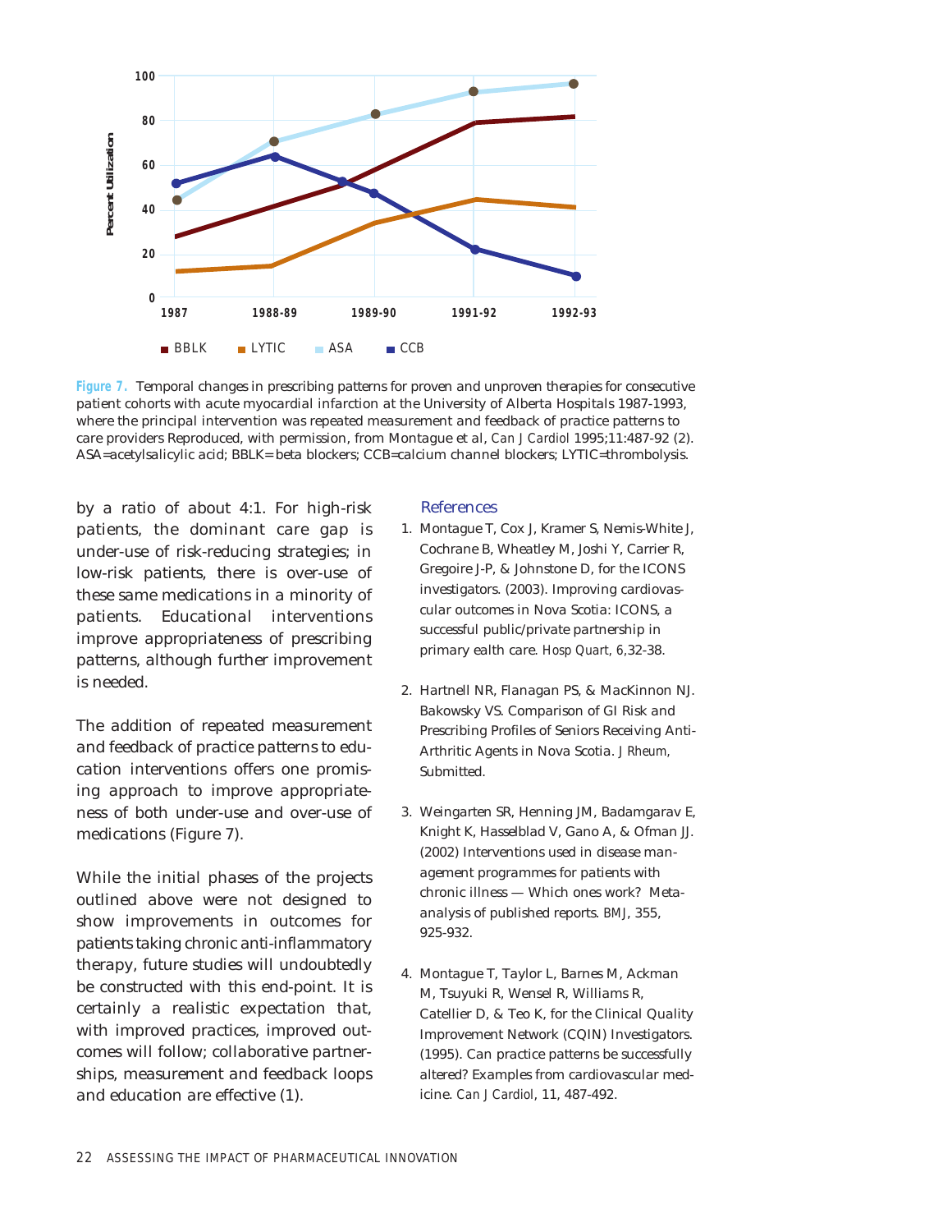**Figure 7.** Temporal changes in prescribing patterns for proven and unproven therapies for consecutive patient cohorts with acute myocardial infarction at the University of Alberta Hospitals 1987-1993, where the principal intervention was repeated measurement and feedback of practice patterns to care providers Reproduced, with permission, from Montague et al, *Can J Cardiol* 1995;11:487-92 (2). ASA=acetylsalicylic acid; BBLK= beta blockers; CCB=calcium channel blockers; LYTIC=thrombolysis.

by a ratio of about 4:1. For high-risk patients, the dominant care gap is under-use of risk-reducing strategies; in low-risk patients, there is over-use of these same medications in a minority of patients. Educational interventions improve appropriateness of prescribing patterns, although further improvement is needed.

The addition of repeated measurement and feedback of practice patterns to education interventions offers one promising approach to improve appropriateness of both under-use and over-use of medications (Figure 7).

While the initial phases of the projects outlined above were not designed to show improvements in outcomes for patients taking chronic anti-inflammatory therapy, future studies will undoubtedly be constructed with this end-point. It is certainly a realistic expectation that, with improved practices, improved outcomes will follow; collaborative partnerships, measurement and feedback loops and education are effective (1).

## References

1. Montague T, Cox J, Kramer S, Nemis-White J, Cochrane B, Wheatley M, Joshi Y, Carrier R, Gregoire J-P, & Johnstone D, for the ICONS investigators. (2003). Improving cardiovascular outcomes in Nova Scotia: ICONS, a successful public/private partnership in primary ealth care. *Hosp Quart*, 6,32-38.

2. Hartnell NR, Flanagan PS, & MacKinnon NJ. Bakowsky VS. Comparison of GI Risk and Prescribing Profiles of Seniors Receiving Anti-Arthritic Agents in Nova Scotia. *J Rheum*, Submitted.

3. Weingarten SR, Henning JM, Badamgarav E, Knight K, Hasselblad V, Gano A, & Ofman JJ. (2002) Interventions used in disease management programmes for patients with chronic illness — Which ones work? Meta-analysis of published reports. *BMJ*, 355, 925-932.

4. Montague T, Taylor L, Barnes M, Ackman M, Tsuyuki R, Wensel R, Williams R, Catellier D, & Teo K, for the Clinical Quality Improvement Network (CQIN) Investigators. (1995). Can practice patterns be successfully altered? Examples from cardiovascular medicine. *Can J Cardiol*, 11, 487-492.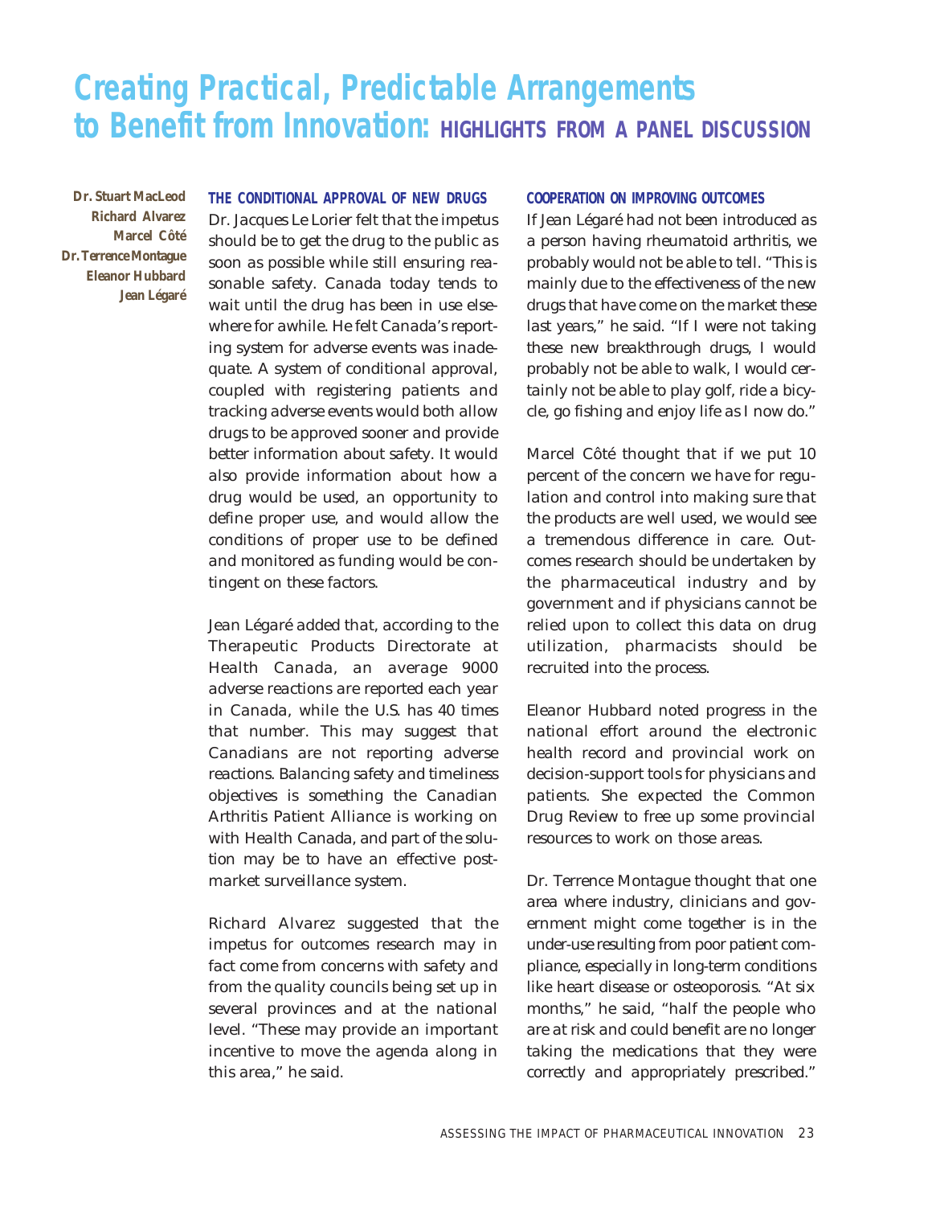# Creating Practical, Predictable Arrangements to Benefit from Innovation: HIGHLIGHTS FROM A PANEL DISCUSSION

**Dr. Stuart MacLeod**
**Richard Alvarez**
**Marcel Côté**
**Dr. Terrence Montague**
**Eleanor Hubbard**
**Jean Légaré**

### THE CONDITIONAL APPROVAL OF NEW DRUGS

Dr. Jacques Le Lorier felt that the impetus should be to get the drug to the public as soon as possible while still ensuring reasonable safety. Canada today tends to wait until the drug has been in use elsewhere for awhile. He felt Canada's reporting system for adverse events was inadequate. A system of conditional approval, coupled with registering patients and tracking adverse events would both allow drugs to be approved sooner and provide better information about safety. It would also provide information about how a drug would be used, an opportunity to define proper use, and would allow the conditions of proper use to be defined and monitored as funding would be contingent on these factors.

Jean Légaré added that, according to the Therapeutic Products Directorate at Health Canada, an average 9000 adverse reactions are reported each year in Canada, while the U.S. has 40 times that number. This may suggest that Canadians are not reporting adverse reactions. Balancing safety and timeliness objectives is something the Canadian Arthritis Patient Alliance is working on with Health Canada, and part of the solution may be to have an effective post-market surveillance system.

Richard Alvarez suggested that the impetus for outcomes research may in fact come from concerns with safety and from the quality councils being set up in several provinces and at the national level. "These may provide an important incentive to move the agenda along in this area," he said.

### COOPERATION ON IMPROVING OUTCOMES

If Jean Légaré had not been introduced as a person having rheumatoid arthritis, we probably would not be able to tell. "This is mainly due to the effectiveness of the new drugs that have come on the market these last years," he said. "If I were not taking these new breakthrough drugs, I would probably not be able to walk, I would certainly not be able to play golf, ride a bicycle, go fishing and enjoy life as I now do."

Marcel Côté thought that if we put 10 percent of the concern we have for regulation and control into making sure that the products are well used, we would see a tremendous difference in care. Outcomes research should be undertaken by the pharmaceutical industry and by government and if physicians cannot be relied upon to collect this data on drug utilization, pharmacists should be recruited into the process.

Eleanor Hubbard noted progress in the national effort around the electronic health record and provincial work on decision-support tools for physicians and patients. She expected the Common Drug Review to free up some provincial resources to work on those areas.

Dr. Terrence Montague thought that one area where industry, clinicians and government might come together is in the under-use resulting from poor patient compliance, especially in long-term conditions like heart disease or osteoporosis. "At six months," he said, "half the people who are at risk and could benefit are no longer taking the medications that they were correctly and appropriately prescribed."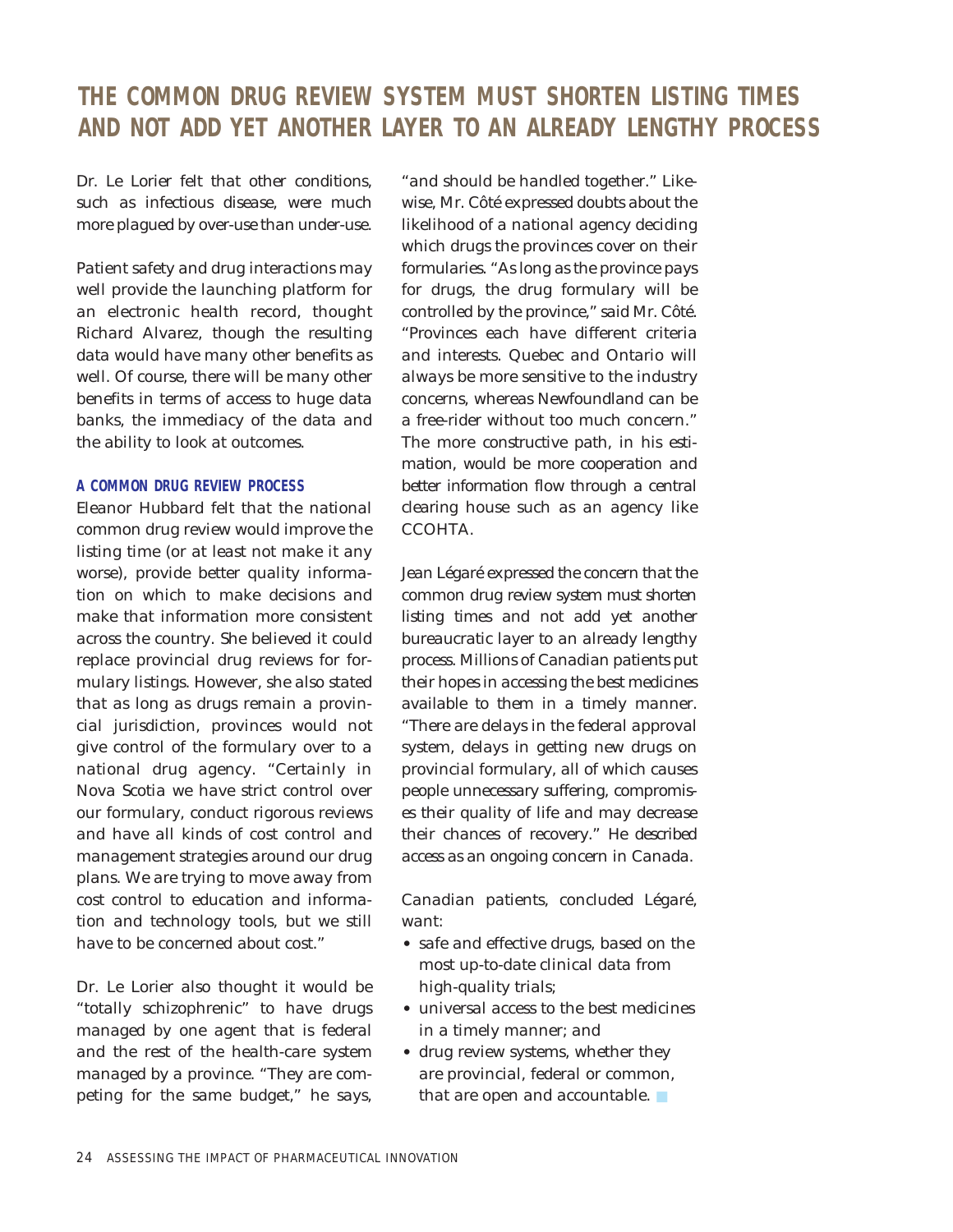# THE COMMON DRUG REVIEW SYSTEM MUST SHORTEN LISTING TIMES AND NOT ADD YET ANOTHER LAYER TO AN ALREADY LENGTHY PROCESS

Dr. Le Lorier felt that other conditions, such as infectious disease, were much more plagued by over-use than under-use.

Patient safety and drug interactions may well provide the launching platform for an electronic health record, thought Richard Alvarez, though the resulting data would have many other benefits as well. Of course, there will be many other benefits in terms of access to huge data banks, the immediacy of the data and the ability to look at outcomes.

### A COMMON DRUG REVIEW PROCESS

Eleanor Hubbard felt that the national common drug review would improve the listing time (or at least not make it any worse), provide better quality information on which to make decisions and make that information more consistent across the country. She believed it could replace provincial drug reviews for formulary listings. However, she also stated that as long as drugs remain a provincial jurisdiction, provinces would not give control of the formulary over to a national drug agency. "Certainly in Nova Scotia we have strict control over our formulary, conduct rigorous reviews and have all kinds of cost control and management strategies around our drug plans. We are trying to move away from cost control to education and information and technology tools, but we still have to be concerned about cost."

Dr. Le Lorier also thought it would be "totally schizophrenic" to have drugs managed by one agent that is federal and the rest of the health-care system managed by a province. "They are competing for the same budget," he says, "and should be handled together." Likewise, Mr. Côté expressed doubts about the likelihood of a national agency deciding which drugs the provinces cover on their formularies. "As long as the province pays for drugs, the drug formulary will be controlled by the province," said Mr. Côté. "Provinces each have different criteria and interests. Quebec and Ontario will always be more sensitive to the industry concerns, whereas Newfoundland can be a free-rider without too much concern." The more constructive path, in his estimation, would be more cooperation and better information flow through a central clearing house such as an agency like CCOHTA.

Jean Légaré expressed the concern that the common drug review system must shorten listing times and not add yet another bureaucratic layer to an already lengthy process. Millions of Canadian patients put their hopes in accessing the best medicines available to them in a timely manner. "There are delays in the federal approval system, delays in getting new drugs on provincial formulary, all of which causes people unnecessary suffering, compromises their quality of life and may decrease their chances of recovery." He described access as an ongoing concern in Canada.

Canadian patients, concluded Légaré, want:

- safe and effective drugs, based on the most up-to-date clinical data from high-quality trials;
- universal access to the best medicines in a timely manner; and
- drug review systems, whether they are provincial, federal or common, that are open and accountable.